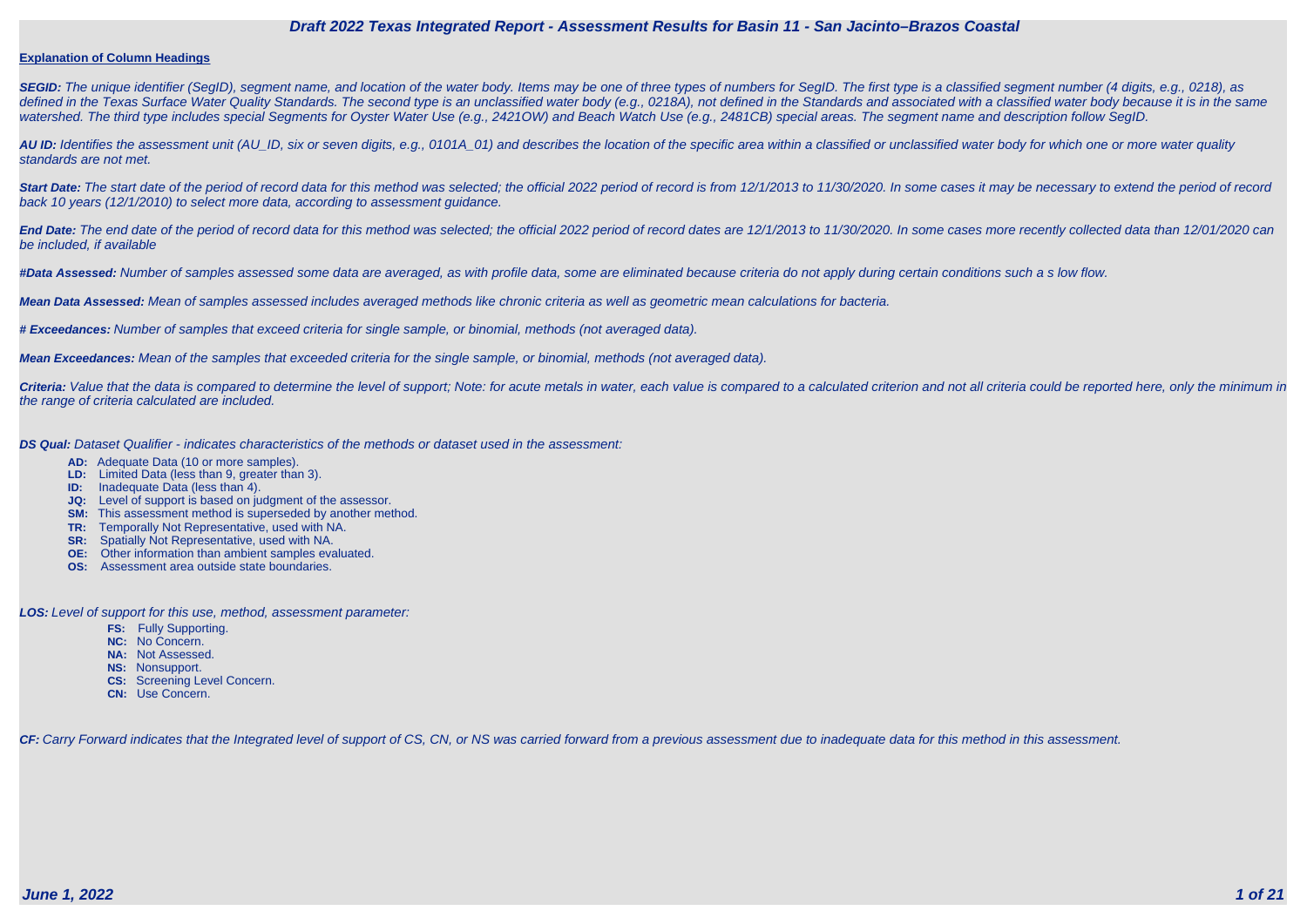# Draft 2022 Texas Integrated Report - Assessment Results for Basin 11 - San Jacinto–Brazos Coastal

**Explanation of Column Headings**

***SEGID:*** *The unique identifier (SegID), segment name, and location of the water body. Items may be one of three types of numbers for SegID. The first type is a classified segment number (4 digits, e.g., 0218), as defined in the Texas Surface Water Quality Standards. The second type is an unclassified water body (e.g., 0218A), not defined in the Standards and associated with a classified water body because it is in the same watershed. The third type includes special Segments for Oyster Water Use (e.g., 2421OW) and Beach Watch Use (e.g., 2481CB) special areas. The segment name and description follow SegID.*

***AU ID:*** *Identifies the assessment unit (AU_ID, six or seven digits, e.g., 0101A_01) and describes the location of the specific area within a classified or unclassified water body for which one or more water quality standards are not met.*

***Start Date:*** *The start date of the period of record data for this method was selected; the official 2022 period of record is from 12/1/2013 to 11/30/2020. In some cases it may be necessary to extend the period of record back 10 years (12/1/2010) to select more data, according to assessment guidance.*

***End Date:*** *The end date of the period of record data for this method was selected; the official 2022 period of record dates are 12/1/2013 to 11/30/2020. In some cases more recently collected data than 12/01/2020 can be included, if available*

***#Data Assessed:*** *Number of samples assessed some data are averaged, as with profile data, some are eliminated because criteria do not apply during certain conditions such a s low flow.*

***Mean Data Assessed:*** *Mean of samples assessed includes averaged methods like chronic criteria as well as geometric mean calculations for bacteria.*

***# Exceedances:*** *Number of samples that exceed criteria for single sample, or binomial, methods (not averaged data).*

***Mean Exceedances:*** *Mean of the samples that exceeded criteria for the single sample, or binomial, methods (not averaged data).*

***Criteria:*** *Value that the data is compared to determine the level of support; Note: for acute metals in water, each value is compared to a calculated criterion and not all criteria could be reported here, only the minimum in the range of criteria calculated are included.*

***DS Qual:*** *Dataset Qualifier - indicates characteristics of the methods or dataset used in the assessment:*

- **AD:** Adequate Data (10 or more samples).
- **LD:** Limited Data (less than 9, greater than 3).
- **ID:** Inadequate Data (less than 4).
- **JQ:** Level of support is based on judgment of the assessor.
- **SM:** This assessment method is superseded by another method.
- **TR:** Temporally Not Representative, used with NA.
- **SR:** Spatially Not Representative, used with NA.
- **OE:** Other information than ambient samples evaluated.
- **OS:** Assessment area outside state boundaries.

***LOS:*** *Level of support for this use, method, assessment parameter:*

- **FS:** Fully Supporting.
- **NC:** No Concern.
- **NA:** Not Assessed.
- **NS:** Nonsupport.
- **CS:** Screening Level Concern.
- **CN:** Use Concern.

***CF:*** *Carry Forward indicates that the Integrated level of support of CS, CN, or NS was carried forward from a previous assessment due to inadequate data for this method in this assessment.*

*June 1, 2022*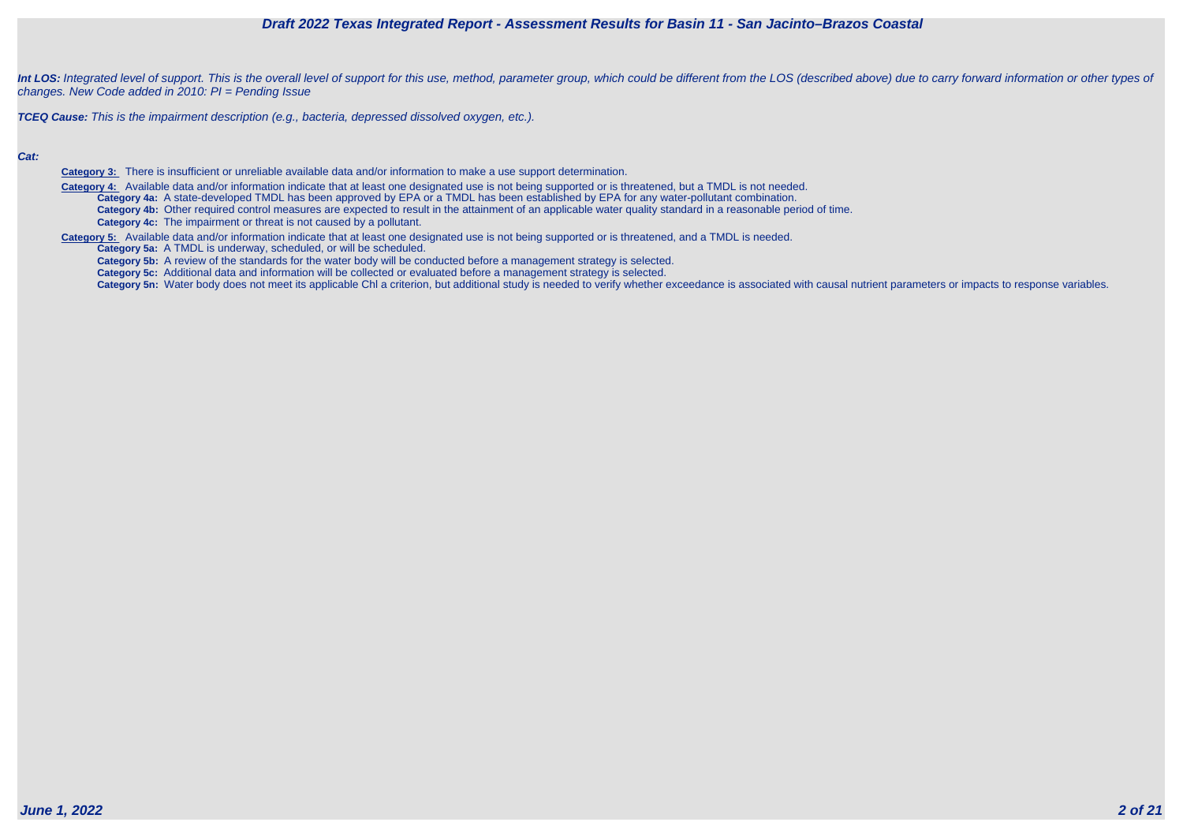***Int LOS:*** *Integrated level of support. This is the overall level of support for this use, method, parameter group, which could be different from the LOS (described above) due to carry forward information or other types of changes. New Code added in 2010: PI = Pending Issue*

***TCEQ Cause:*** *This is the impairment description (e.g., bacteria, depressed dissolved oxygen, etc.).*

***Cat:***

**Category 3:** There is insufficient or unreliable available data and/or information to make a use support determination.

**Category 4:** Available data and/or information indicate that at least one designated use is not being supported or is threatened, but a TMDL is not needed.

- **Category 4a:** A state-developed TMDL has been approved by EPA or a TMDL has been established by EPA for any water-pollutant combination.
- **Category 4b:** Other required control measures are expected to result in the attainment of an applicable water quality standard in a reasonable period of time.
- **Category 4c:** The impairment or threat is not caused by a pollutant.

**Category 5:** Available data and/or information indicate that at least one designated use is not being supported or is threatened, and a TMDL is needed.

- **Category 5a:** A TMDL is underway, scheduled, or will be scheduled.
- **Category 5b:** A review of the standards for the water body will be conducted before a management strategy is selected.
- **Category 5c:** Additional data and information will be collected or evaluated before a management strategy is selected.
- **Category 5n:** Water body does not meet its applicable Chl a criterion, but additional study is needed to verify whether exceedance is associated with causal nutrient parameters or impacts to response variables.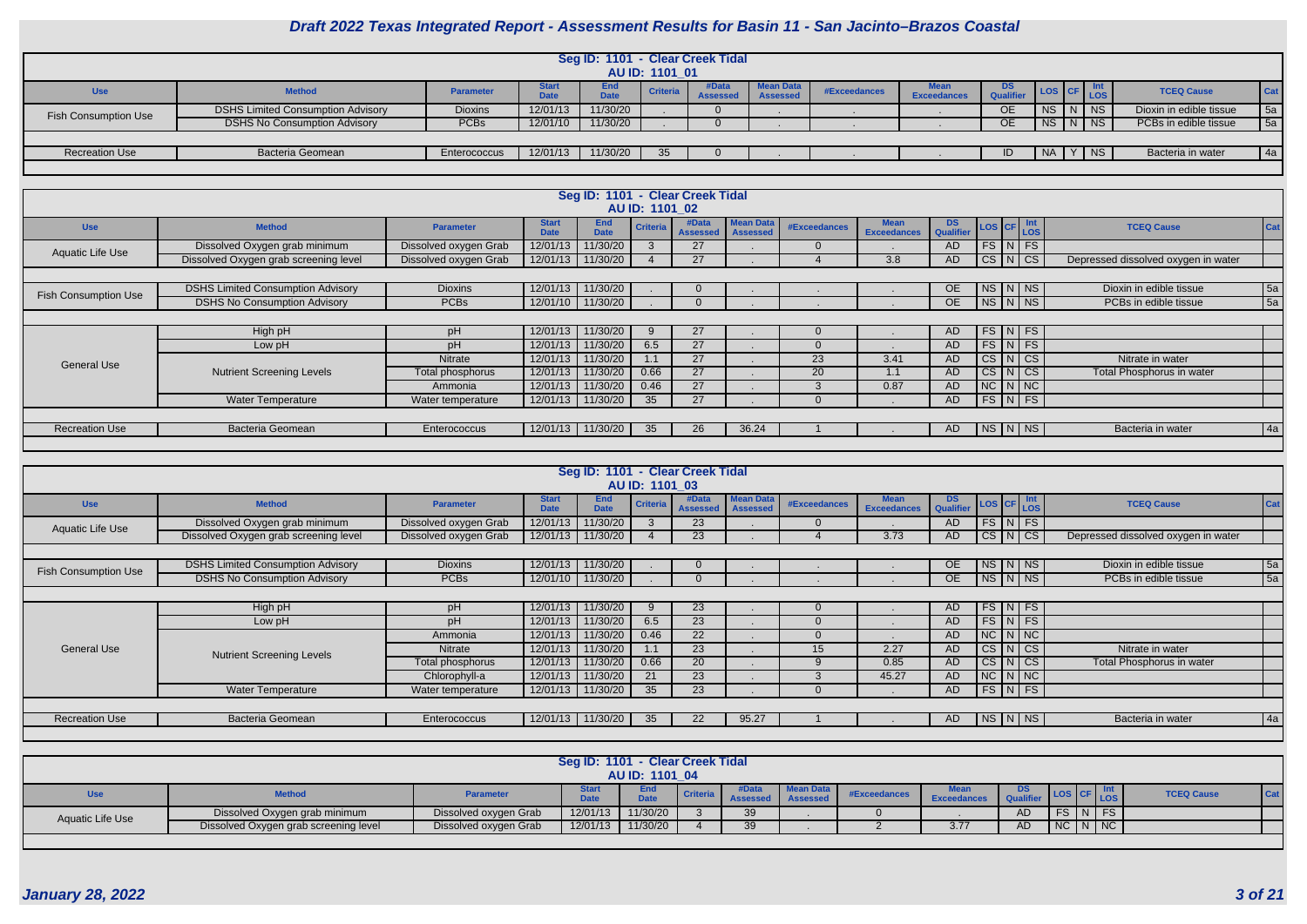# Draft 2022 Texas Integrated Report - Assessment Results for Basin 11 - San Jacinto–Brazos Coastal

## Seg ID: 1101 - Clear Creek Tidal
### AU ID: 1101_01

| Use | Method | Parameter | Start Date | End Date | Criteria | #Data Assessed | Mean Data Assessed | #Exceedances | Mean Exceedances | DS Qualifier | LOS | CF | Int LOS | TCEQ Cause | Cat |
|---|---|---|---|---|---|---|---|---|---|---|---|---|---|---|---|
| Fish Consumption Use | DSHS Limited Consumption Advisory | Dioxins | 12/01/13 | 11/30/20 | . | 0 | . | . | . | OE | NS | N | NS | Dioxin in edible tissue | 5a |
| | DSHS No Consumption Advisory | PCBs | 12/01/10 | 11/30/20 | . | 0 | . | . | . | OE | NS | N | NS | PCBs in edible tissue | 5a |
| Recreation Use | Bacteria Geomean | Enterococcus | 12/01/13 | 11/30/20 | 35 | 0 | . | . | . | ID | NA | Y | NS | Bacteria in water | 4a |

## Seg ID: 1101 - Clear Creek Tidal
### AU ID: 1101_02

| Use | Method | Parameter | Start Date | End Date | Criteria | #Data Assessed | Mean Data Assessed | #Exceedances | Mean Exceedances | DS Qualifier | LOS | CF | Int LOS | TCEQ Cause | Cat |
|---|---|---|---|---|---|---|---|---|---|---|---|---|---|---|---|
| Aquatic Life Use | Dissolved Oxygen grab minimum | Dissolved oxygen Grab | 12/01/13 | 11/30/20 | 3 | 27 | . | 0 | . | AD | FS | N | FS | | |
| | Dissolved Oxygen grab screening level | Dissolved oxygen Grab | 12/01/13 | 11/30/20 | 4 | 27 | . | 4 | 3.8 | AD | CS | N | CS | Depressed dissolved oxygen in water | |
| Fish Consumption Use | DSHS Limited Consumption Advisory | Dioxins | 12/01/13 | 11/30/20 | . | 0 | . | . | . | OE | NS | N | NS | Dioxin in edible tissue | 5a |
| | DSHS No Consumption Advisory | PCBs | 12/01/10 | 11/30/20 | . | 0 | . | . | . | OE | NS | N | NS | PCBs in edible tissue | 5a |
| General Use | High pH | pH | 12/01/13 | 11/30/20 | 9 | 27 | . | 0 | . | AD | FS | N | FS | | |
| | Low pH | pH | 12/01/13 | 11/30/20 | 6.5 | 27 | . | 0 | . | AD | FS | N | FS | | |
| | Nutrient Screening Levels | Nitrate | 12/01/13 | 11/30/20 | 1.1 | 27 | . | 23 | 3.41 | AD | CS | N | CS | Nitrate in water | |
| | | Total phosphorus | 12/01/13 | 11/30/20 | 0.66 | 27 | . | 20 | 1.1 | AD | CS | N | CS | Total Phosphorus in water | |
| | | Ammonia | 12/01/13 | 11/30/20 | 0.46 | 27 | . | 3 | 0.87 | AD | NC | N | NC | | |
| | Water Temperature | Water temperature | 12/01/13 | 11/30/20 | 35 | 27 | . | 0 | . | AD | FS | N | FS | | |
| Recreation Use | Bacteria Geomean | Enterococcus | 12/01/13 | 11/30/20 | 35 | 26 | 36.24 | 1 | . | AD | NS | N | NS | Bacteria in water | 4a |

## Seg ID: 1101 - Clear Creek Tidal
### AU ID: 1101_03

| Use | Method | Parameter | Start Date | End Date | Criteria | #Data Assessed | Mean Data Assessed | #Exceedances | Mean Exceedances | DS Qualifier | LOS | CF | Int LOS | TCEQ Cause | Cat |
|---|---|---|---|---|---|---|---|---|---|---|---|---|---|---|---|
| Aquatic Life Use | Dissolved Oxygen grab minimum | Dissolved oxygen Grab | 12/01/13 | 11/30/20 | 3 | 23 | . | 0 | . | AD | FS | N | FS | | |
| | Dissolved Oxygen grab screening level | Dissolved oxygen Grab | 12/01/13 | 11/30/20 | 4 | 23 | . | 4 | 3.73 | AD | CS | N | CS | Depressed dissolved oxygen in water | |
| Fish Consumption Use | DSHS Limited Consumption Advisory | Dioxins | 12/01/13 | 11/30/20 | . | 0 | . | . | . | OE | NS | N | NS | Dioxin in edible tissue | 5a |
| | DSHS No Consumption Advisory | PCBs | 12/01/10 | 11/30/20 | . | 0 | . | . | . | OE | NS | N | NS | PCBs in edible tissue | 5a |
| General Use | High pH | pH | 12/01/13 | 11/30/20 | 9 | 23 | . | 0 | . | AD | FS | N | FS | | |
| | Low pH | pH | 12/01/13 | 11/30/20 | 6.5 | 23 | . | 0 | . | AD | FS | N | FS | | |
| | Nutrient Screening Levels | Ammonia | 12/01/13 | 11/30/20 | 0.46 | 22 | . | 0 | . | AD | NC | N | NC | | |
| | | Nitrate | 12/01/13 | 11/30/20 | 1.1 | 23 | . | 15 | 2.27 | AD | CS | N | CS | Nitrate in water | |
| | | Total phosphorus | 12/01/13 | 11/30/20 | 0.66 | 20 | . | 9 | 0.85 | AD | CS | N | CS | Total Phosphorus in water | |
| | | Chlorophyll-a | 12/01/13 | 11/30/20 | 21 | 23 | . | 3 | 45.27 | AD | NC | N | NC | | |
| | Water Temperature | Water temperature | 12/01/13 | 11/30/20 | 35 | 23 | . | 0 | . | AD | FS | N | FS | | |
| Recreation Use | Bacteria Geomean | Enterococcus | 12/01/13 | 11/30/20 | 35 | 22 | 95.27 | 1 | . | AD | NS | N | NS | Bacteria in water | 4a |

## Seg ID: 1101 - Clear Creek Tidal
### AU ID: 1101_04

| Use | Method | Parameter | Start Date | End Date | Criteria | #Data Assessed | Mean Data Assessed | #Exceedances | Mean Exceedances | DS Qualifier | LOS | CF | Int LOS | TCEQ Cause | Cat |
|---|---|---|---|---|---|---|---|---|---|---|---|---|---|---|---|
| Aquatic Life Use | Dissolved Oxygen grab minimum | Dissolved oxygen Grab | 12/01/13 | 11/30/20 | 3 | 39 | . | 0 | . | AD | FS | N | FS | | |
| | Dissolved Oxygen grab screening level | Dissolved oxygen Grab | 12/01/13 | 11/30/20 | 4 | 39 | . | 2 | 3.77 | AD | NC | N | NC | | |

*January 28, 2022*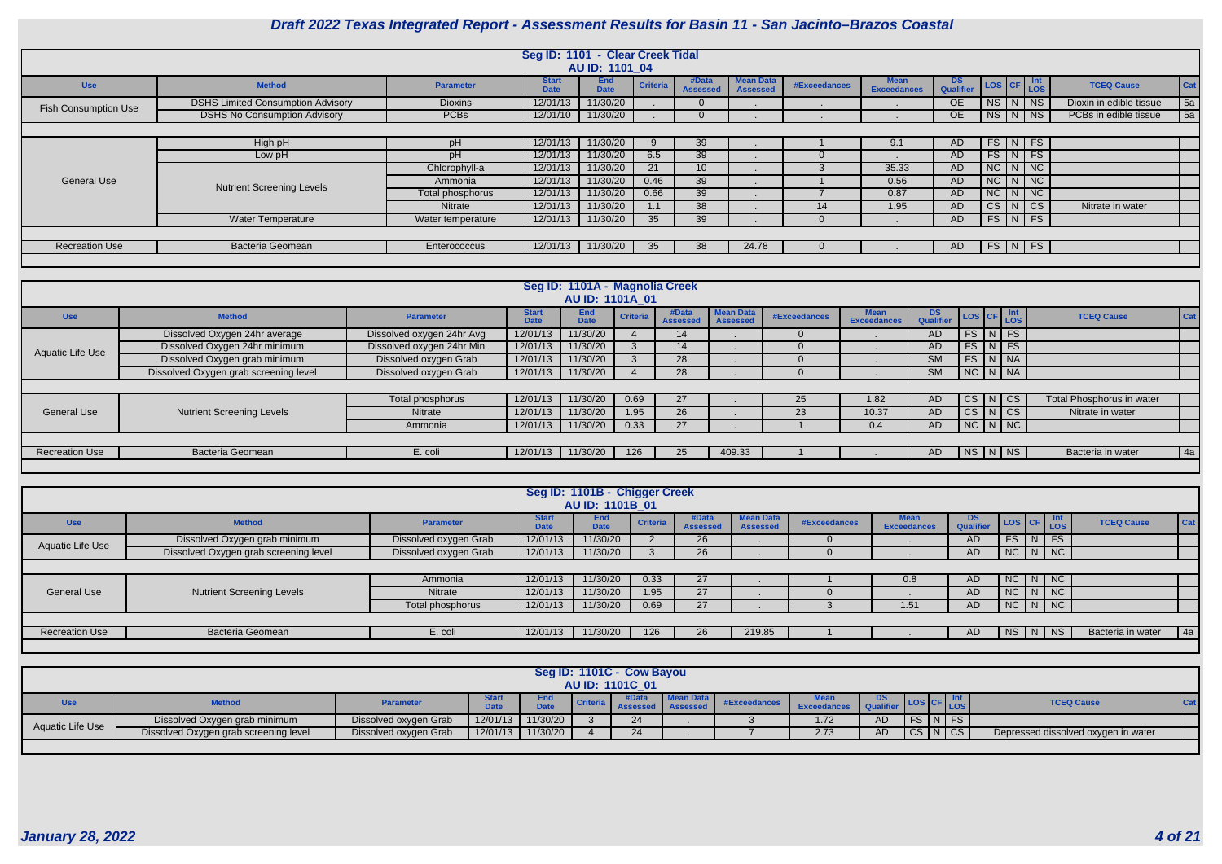# Draft 2022 Texas Integrated Report - Assessment Results for Basin 11 - San Jacinto–Brazos Coastal

## Seg ID: 1101 - Clear Creek Tidal
### AU ID: 1101_04

| Use | Method | Parameter | Start Date | End Date | Criteria | #Data Assessed | Mean Data Assessed | #Exceedances | Mean Exceedances | DS Qualifier | LOS | CF | Int LOS | TCEQ Cause | Cat |
|---|---|---|---|---|---|---|---|---|---|---|---|---|---|---|---|
| Fish Consumption Use | DSHS Limited Consumption Advisory | Dioxins | 12/01/13 | 11/30/20 | . | 0 | . | . | . | OE | NS | N | NS | Dioxin in edible tissue | 5a |
| | DSHS No Consumption Advisory | PCBs | 12/01/10 | 11/30/20 | . | 0 | . | . | . | OE | NS | N | NS | PCBs in edible tissue | 5a |
| General Use | High pH | pH | 12/01/13 | 11/30/20 | 9 | 39 | . | 1 | 9.1 | AD | FS | N | FS | | |
| | Low pH | pH | 12/01/13 | 11/30/20 | 6.5 | 39 | . | 0 | . | AD | FS | N | FS | | |
| | Nutrient Screening Levels | Chlorophyll-a | 12/01/13 | 11/30/20 | 21 | 10 | . | 3 | 35.33 | AD | NC | N | NC | | |
| | | Ammonia | 12/01/13 | 11/30/20 | 0.46 | 39 | . | 1 | 0.56 | AD | NC | N | NC | | |
| | | Total phosphorus | 12/01/13 | 11/30/20 | 0.66 | 39 | . | 7 | 0.87 | AD | NC | N | NC | | |
| | | Nitrate | 12/01/13 | 11/30/20 | 1.1 | 38 | . | 14 | 1.95 | AD | CS | N | CS | Nitrate in water | |
| | Water Temperature | Water temperature | 12/01/13 | 11/30/20 | 35 | 39 | . | 0 | . | AD | FS | N | FS | | |
| Recreation Use | Bacteria Geomean | Enterococcus | 12/01/13 | 11/30/20 | 35 | 38 | 24.78 | 0 | . | AD | FS | N | FS | | |

## Seg ID: 1101A - Magnolia Creek
### AU ID: 1101A_01

| Use | Method | Parameter | Start Date | End Date | Criteria | #Data Assessed | Mean Data Assessed | #Exceedances | Mean Exceedances | DS Qualifier | LOS | CF | Int LOS | TCEQ Cause | Cat |
|---|---|---|---|---|---|---|---|---|---|---|---|---|---|---|---|
| Aquatic Life Use | Dissolved Oxygen 24hr average | Dissolved oxygen 24hr Avg | 12/01/13 | 11/30/20 | 4 | 14 | . | 0 | . | AD | FS | N | FS | | |
| | Dissolved Oxygen 24hr minimum | Dissolved oxygen 24hr Min | 12/01/13 | 11/30/20 | 3 | 14 | . | 0 | . | AD | FS | N | FS | | |
| | Dissolved Oxygen grab minimum | Dissolved oxygen Grab | 12/01/13 | 11/30/20 | 3 | 28 | . | 0 | . | SM | FS | N | NA | | |
| | Dissolved Oxygen grab screening level | Dissolved oxygen Grab | 12/01/13 | 11/30/20 | 4 | 28 | . | 0 | . | SM | NC | N | NA | | |
| General Use | Nutrient Screening Levels | Total phosphorus | 12/01/13 | 11/30/20 | 0.69 | 27 | . | 25 | 1.82 | AD | CS | N | CS | Total Phosphorus in water | |
| | | Nitrate | 12/01/13 | 11/30/20 | 1.95 | 26 | . | 23 | 10.37 | AD | CS | N | CS | Nitrate in water | |
| | | Ammonia | 12/01/13 | 11/30/20 | 0.33 | 27 | . | 1 | 0.4 | AD | NC | N | NC | | |
| Recreation Use | Bacteria Geomean | E. coli | 12/01/13 | 11/30/20 | 126 | 25 | 409.33 | 1 | . | AD | NS | N | NS | Bacteria in water | 4a |

## Seg ID: 1101B - Chigger Creek
### AU ID: 1101B_01

| Use | Method | Parameter | Start Date | End Date | Criteria | #Data Assessed | Mean Data Assessed | #Exceedances | Mean Exceedances | DS Qualifier | LOS | CF | Int LOS | TCEQ Cause | Cat |
|---|---|---|---|---|---|---|---|---|---|---|---|---|---|---|---|
| Aquatic Life Use | Dissolved Oxygen grab minimum | Dissolved oxygen Grab | 12/01/13 | 11/30/20 | 2 | 26 | . | 0 | . | AD | FS | N | FS | | |
| | Dissolved Oxygen grab screening level | Dissolved oxygen Grab | 12/01/13 | 11/30/20 | 3 | 26 | . | 0 | . | AD | NC | N | NC | | |
| General Use | Nutrient Screening Levels | Ammonia | 12/01/13 | 11/30/20 | 0.33 | 27 | . | 1 | 0.8 | AD | NC | N | NC | | |
| | | Nitrate | 12/01/13 | 11/30/20 | 1.95 | 27 | . | 0 | . | AD | NC | N | NC | | |
| | | Total phosphorus | 12/01/13 | 11/30/20 | 0.69 | 27 | . | 3 | 1.51 | AD | NC | N | NC | | |
| Recreation Use | Bacteria Geomean | E. coli | 12/01/13 | 11/30/20 | 126 | 26 | 219.85 | 1 | . | AD | NS | N | NS | Bacteria in water | 4a |

## Seg ID: 1101C - Cow Bayou
### AU ID: 1101C_01

| Use | Method | Parameter | Start Date | End Date | Criteria | #Data Assessed | Mean Data Assessed | #Exceedances | Mean Exceedances | DS Qualifier | LOS | CF | Int LOS | TCEQ Cause | Cat |
|---|---|---|---|---|---|---|---|---|---|---|---|---|---|---|---|
| Aquatic Life Use | Dissolved Oxygen grab minimum | Dissolved oxygen Grab | 12/01/13 | 11/30/20 | 3 | 24 | . | 3 | 1.72 | AD | FS | N | FS | | |
| | Dissolved Oxygen grab screening level | Dissolved oxygen Grab | 12/01/13 | 11/30/20 | 4 | 24 | . | 7 | 2.73 | AD | CS | N | CS | Depressed dissolved oxygen in water | |

*January 28, 2022*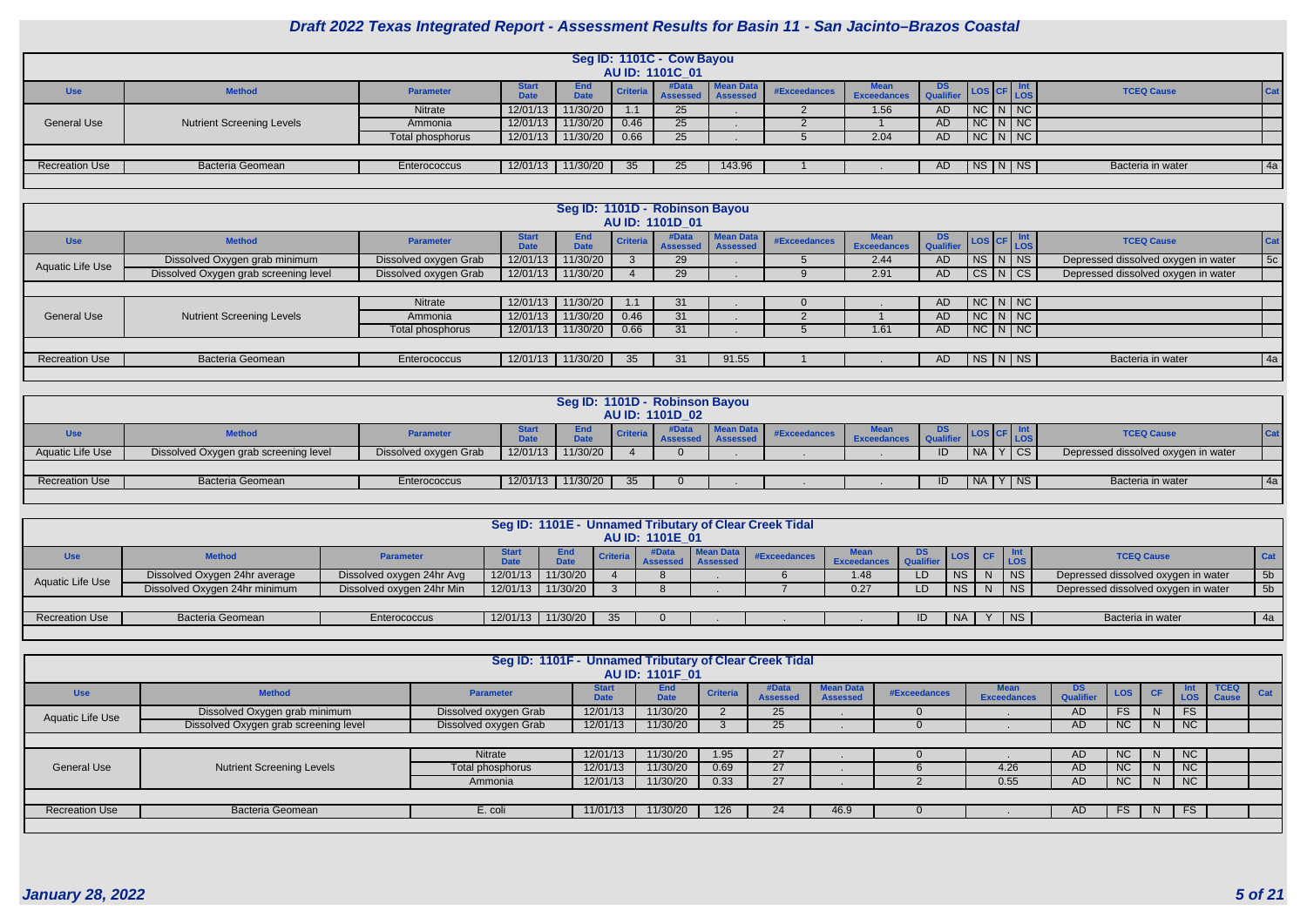# Draft 2022 Texas Integrated Report - Assessment Results for Basin 11 - San Jacinto–Brazos Coastal

## Seg ID: 1101C - Cow Bayou
### AU ID: 1101C_01

| Use | Method | Parameter | Start Date | End Date | Criteria | #Data Assessed | Mean Data Assessed | #Exceedances | Mean Exceedances | DS Qualifier | LOS | CF | Int LOS | TCEQ Cause | Cat |
|---|---|---|---|---|---|---|---|---|---|---|---|---|---|---|---|
| General Use | Nutrient Screening Levels | Nitrate | 12/01/13 | 11/30/20 | 1.1 | 25 | . | 2 | 1.56 | AD | NC | N | NC | | |
| | | Ammonia | 12/01/13 | 11/30/20 | 0.46 | 25 | . | 2 | 1 | AD | NC | N | NC | | |
| | | Total phosphorus | 12/01/13 | 11/30/20 | 0.66 | 25 | . | 5 | 2.04 | AD | NC | N | NC | | |
| Recreation Use | Bacteria Geomean | Enterococcus | 12/01/13 | 11/30/20 | 35 | 25 | 143.96 | 1 | . | AD | NS | N | NS | Bacteria in water | 4a |

## Seg ID: 1101D - Robinson Bayou
### AU ID: 1101D_01

| Use | Method | Parameter | Start Date | End Date | Criteria | #Data Assessed | Mean Data Assessed | #Exceedances | Mean Exceedances | DS Qualifier | LOS | CF | Int LOS | TCEQ Cause | Cat |
|---|---|---|---|---|---|---|---|---|---|---|---|---|---|---|---|
| Aquatic Life Use | Dissolved Oxygen grab minimum | Dissolved oxygen Grab | 12/01/13 | 11/30/20 | 3 | 29 | . | 5 | 2.44 | AD | NS | N | NS | Depressed dissolved oxygen in water | 5c |
| | Dissolved Oxygen grab screening level | Dissolved oxygen Grab | 12/01/13 | 11/30/20 | 4 | 29 | . | 9 | 2.91 | AD | CS | N | CS | Depressed dissolved oxygen in water | |
| General Use | Nutrient Screening Levels | Nitrate | 12/01/13 | 11/30/20 | 1.1 | 31 | . | 0 | . | AD | NC | N | NC | | |
| | | Ammonia | 12/01/13 | 11/30/20 | 0.46 | 31 | . | 2 | 1 | AD | NC | N | NC | | |
| | | Total phosphorus | 12/01/13 | 11/30/20 | 0.66 | 31 | . | 5 | 1.61 | AD | NC | N | NC | | |
| Recreation Use | Bacteria Geomean | Enterococcus | 12/01/13 | 11/30/20 | 35 | 31 | 91.55 | 1 | . | AD | NS | N | NS | Bacteria in water | 4a |

## Seg ID: 1101D - Robinson Bayou
### AU ID: 1101D_02

| Use | Method | Parameter | Start Date | End Date | Criteria | #Data Assessed | Mean Data Assessed | #Exceedances | Mean Exceedances | DS Qualifier | LOS | CF | Int LOS | TCEQ Cause | Cat |
|---|---|---|---|---|---|---|---|---|---|---|---|---|---|---|---|
| Aquatic Life Use | Dissolved Oxygen grab screening level | Dissolved oxygen Grab | 12/01/13 | 11/30/20 | 4 | 0 | . | . | . | ID | NA | Y | CS | Depressed dissolved oxygen in water | |
| Recreation Use | Bacteria Geomean | Enterococcus | 12/01/13 | 11/30/20 | 35 | 0 | . | . | . | ID | NA | Y | NS | Bacteria in water | 4a |

## Seg ID: 1101E - Unnamed Tributary of Clear Creek Tidal
### AU ID: 1101E_01

| Use | Method | Parameter | Start Date | End Date | Criteria | #Data Assessed | Mean Data Assessed | #Exceedances | Mean Exceedances | DS Qualifier | LOS | CF | Int LOS | TCEQ Cause | Cat |
|---|---|---|---|---|---|---|---|---|---|---|---|---|---|---|---|
| Aquatic Life Use | Dissolved Oxygen 24hr average | Dissolved oxygen 24hr Avg | 12/01/13 | 11/30/20 | 4 | 8 | . | 6 | 1.48 | LD | NS | N | NS | Depressed dissolved oxygen in water | 5b |
| | Dissolved Oxygen 24hr minimum | Dissolved oxygen 24hr Min | 12/01/13 | 11/30/20 | 3 | 8 | . | 7 | 0.27 | LD | NS | N | NS | Depressed dissolved oxygen in water | 5b |
| Recreation Use | Bacteria Geomean | Enterococcus | 12/01/13 | 11/30/20 | 35 | 0 | . | . | . | ID | NA | Y | NS | Bacteria in water | 4a |

## Seg ID: 1101F - Unnamed Tributary of Clear Creek Tidal
### AU ID: 1101F_01

| Use | Method | Parameter | Start Date | End Date | Criteria | #Data Assessed | Mean Data Assessed | #Exceedances | Mean Exceedances | DS Qualifier | LOS | CF | Int LOS | TCEQ Cause | Cat |
|---|---|---|---|---|---|---|---|---|---|---|---|---|---|---|---|
| Aquatic Life Use | Dissolved Oxygen grab minimum | Dissolved oxygen Grab | 12/01/13 | 11/30/20 | 2 | 25 | . | 0 | . | AD | FS | N | FS | | |
| | Dissolved Oxygen grab screening level | Dissolved oxygen Grab | 12/01/13 | 11/30/20 | 3 | 25 | . | 0 | . | AD | NC | N | NC | | |
| General Use | Nutrient Screening Levels | Nitrate | 12/01/13 | 11/30/20 | 1.95 | 27 | . | 0 | . | AD | NC | N | NC | | |
| | | Total phosphorus | 12/01/13 | 11/30/20 | 0.69 | 27 | . | 6 | 4.26 | AD | NC | N | NC | | |
| | | Ammonia | 12/01/13 | 11/30/20 | 0.33 | 27 | . | 2 | 0.55 | AD | NC | N | NC | | |
| Recreation Use | Bacteria Geomean | E. coli | 11/01/13 | 11/30/20 | 126 | 24 | 46.9 | 0 | . | AD | FS | N | FS | | |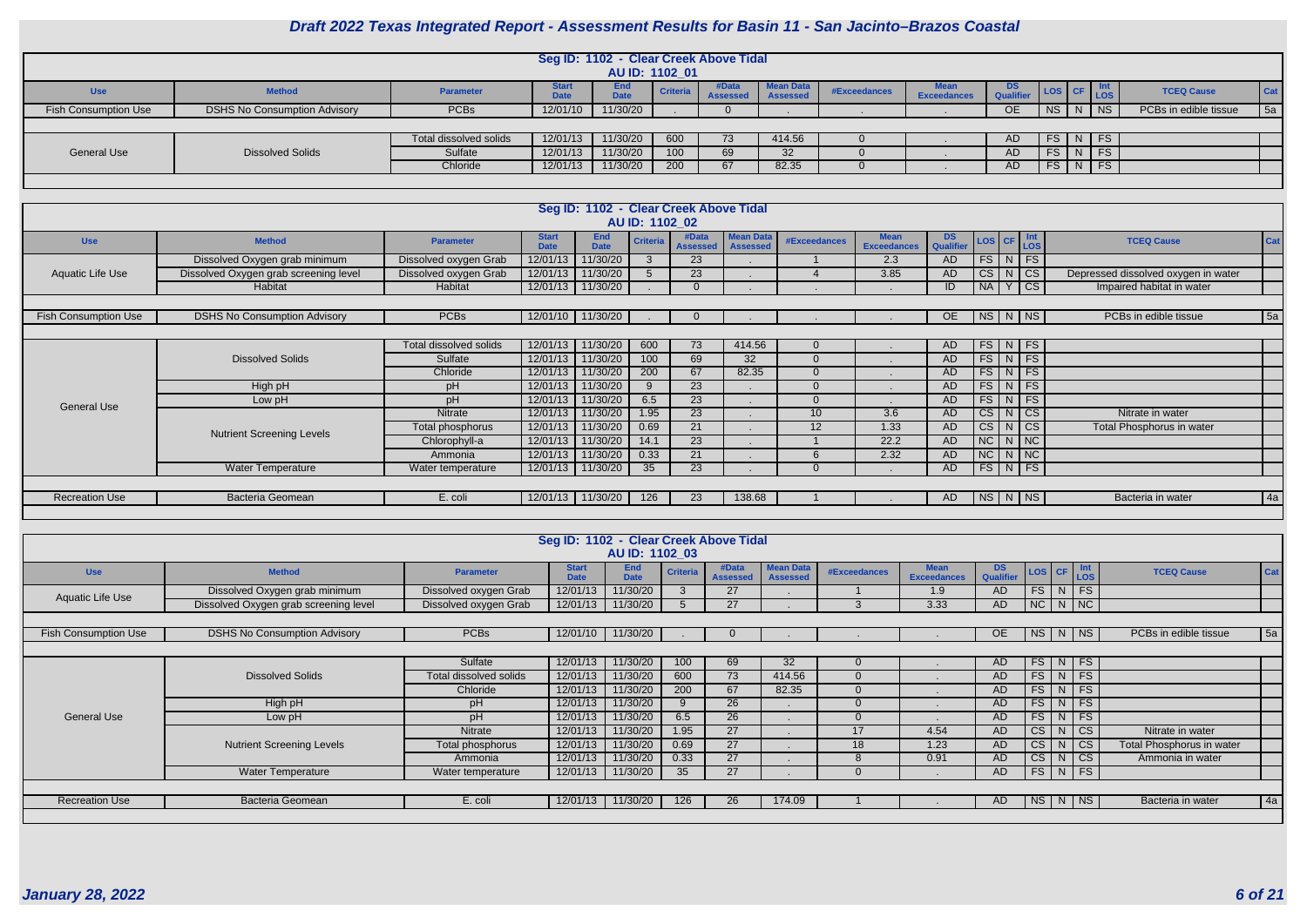# Draft 2022 Texas Integrated Report - Assessment Results for Basin 11 - San Jacinto–Brazos Coastal

## Seg ID: 1102 - Clear Creek Above Tidal
### AU ID: 1102_01

| Use | Method | Parameter | Start Date | End Date | Criteria | #Data Assessed | Mean Data Assessed | #Exceedances | Mean Exceedances | DS Qualifier | LOS | CF | Int LOS | TCEQ Cause | Cat |
|---|---|---|---|---|---|---|---|---|---|---|---|---|---|---|---|
| Fish Consumption Use | DSHS No Consumption Advisory | PCBs | 12/01/10 | 11/30/20 | . | 0 | . | . | . | OE | NS | N | NS | PCBs in edible tissue | 5a |
| General Use | Dissolved Solids | Total dissolved solids | 12/01/13 | 11/30/20 | 600 | 73 | 414.56 | 0 | . | AD | FS | N | FS | | |
| | | Sulfate | 12/01/13 | 11/30/20 | 100 | 69 | 32 | 0 | . | AD | FS | N | FS | | |
| | | Chloride | 12/01/13 | 11/30/20 | 200 | 67 | 82.35 | 0 | . | AD | FS | N | FS | | |

## Seg ID: 1102 - Clear Creek Above Tidal
### AU ID: 1102_02

| Use | Method | Parameter | Start Date | End Date | Criteria | #Data Assessed | Mean Data Assessed | #Exceedances | Mean Exceedances | DS Qualifier | LOS | CF | Int LOS | TCEQ Cause | Cat |
|---|---|---|---|---|---|---|---|---|---|---|---|---|---|---|---|
| Aquatic Life Use | Dissolved Oxygen grab minimum | Dissolved oxygen Grab | 12/01/13 | 11/30/20 | 3 | 23 | . | 1 | 2.3 | AD | FS | N | FS | | |
| | Dissolved Oxygen grab screening level | Dissolved oxygen Grab | 12/01/13 | 11/30/20 | 5 | 23 | . | 4 | 3.85 | AD | CS | N | CS | Depressed dissolved oxygen in water | |
| | Habitat | Habitat | 12/01/13 | 11/30/20 | . | 0 | . | . | . | ID | NA | Y | CS | Impaired habitat in water | |
| Fish Consumption Use | DSHS No Consumption Advisory | PCBs | 12/01/10 | 11/30/20 | . | 0 | . | . | . | OE | NS | N | NS | PCBs in edible tissue | 5a |
| General Use | Dissolved Solids | Total dissolved solids | 12/01/13 | 11/30/20 | 600 | 73 | 414.56 | 0 | . | AD | FS | N | FS | | |
| | | Sulfate | 12/01/13 | 11/30/20 | 100 | 69 | 32 | 0 | . | AD | FS | N | FS | | |
| | | Chloride | 12/01/13 | 11/30/20 | 200 | 67 | 82.35 | 0 | . | AD | FS | N | FS | | |
| | High pH | pH | 12/01/13 | 11/30/20 | 9 | 23 | . | 0 | . | AD | FS | N | FS | | |
| | Low pH | pH | 12/01/13 | 11/30/20 | 6.5 | 23 | . | 0 | . | AD | FS | N | FS | | |
| | Nutrient Screening Levels | Nitrate | 12/01/13 | 11/30/20 | 1.95 | 23 | . | 10 | 3.6 | AD | CS | N | CS | Nitrate in water | |
| | | Total phosphorus | 12/01/13 | 11/30/20 | 0.69 | 21 | . | 12 | 1.33 | AD | CS | N | CS | Total Phosphorus in water | |
| | | Chlorophyll-a | 12/01/13 | 11/30/20 | 14.1 | 23 | . | 1 | 22.2 | AD | NC | N | NC | | |
| | | Ammonia | 12/01/13 | 11/30/20 | 0.33 | 21 | . | 6 | 2.32 | AD | NC | N | NC | | |
| | Water Temperature | Water temperature | 12/01/13 | 11/30/20 | 35 | 23 | . | 0 | . | AD | FS | N | FS | | |
| Recreation Use | Bacteria Geomean | E. coli | 12/01/13 | 11/30/20 | 126 | 23 | 138.68 | 1 | . | AD | NS | N | NS | Bacteria in water | 4a |

## Seg ID: 1102 - Clear Creek Above Tidal
### AU ID: 1102_03

| Use | Method | Parameter | Start Date | End Date | Criteria | #Data Assessed | Mean Data Assessed | #Exceedances | Mean Exceedances | DS Qualifier | LOS | CF | Int LOS | TCEQ Cause | Cat |
|---|---|---|---|---|---|---|---|---|---|---|---|---|---|---|---|
| Aquatic Life Use | Dissolved Oxygen grab minimum | Dissolved oxygen Grab | 12/01/13 | 11/30/20 | 3 | 27 | . | 1 | 1.9 | AD | FS | N | FS | | |
| | Dissolved Oxygen grab screening level | Dissolved oxygen Grab | 12/01/13 | 11/30/20 | 5 | 27 | . | 3 | 3.33 | AD | NC | N | NC | | |
| Fish Consumption Use | DSHS No Consumption Advisory | PCBs | 12/01/10 | 11/30/20 | . | 0 | . | . | . | OE | NS | N | NS | PCBs in edible tissue | 5a |
| General Use | Dissolved Solids | Sulfate | 12/01/13 | 11/30/20 | 100 | 69 | 32 | 0 | . | AD | FS | N | FS | | |
| | | Total dissolved solids | 12/01/13 | 11/30/20 | 600 | 73 | 414.56 | 0 | . | AD | FS | N | FS | | |
| | | Chloride | 12/01/13 | 11/30/20 | 200 | 67 | 82.35 | 0 | . | AD | FS | N | FS | | |
| | High pH | pH | 12/01/13 | 11/30/20 | 9 | 26 | . | 0 | . | AD | FS | N | FS | | |
| | Low pH | pH | 12/01/13 | 11/30/20 | 6.5 | 26 | . | 0 | . | AD | FS | N | FS | | |
| | Nutrient Screening Levels | Nitrate | 12/01/13 | 11/30/20 | 1.95 | 27 | . | 17 | 4.54 | AD | CS | N | CS | Nitrate in water | |
| | | Total phosphorus | 12/01/13 | 11/30/20 | 0.69 | 27 | . | 18 | 1.23 | AD | CS | N | CS | Total Phosphorus in water | |
| | | Ammonia | 12/01/13 | 11/30/20 | 0.33 | 27 | . | 8 | 0.91 | AD | CS | N | CS | Ammonia in water | |
| | Water Temperature | Water temperature | 12/01/13 | 11/30/20 | 35 | 27 | . | 0 | . | AD | FS | N | FS | | |
| Recreation Use | Bacteria Geomean | E. coli | 12/01/13 | 11/30/20 | 126 | 26 | 174.09 | 1 | . | AD | NS | N | NS | Bacteria in water | 4a |

*January 28, 2022*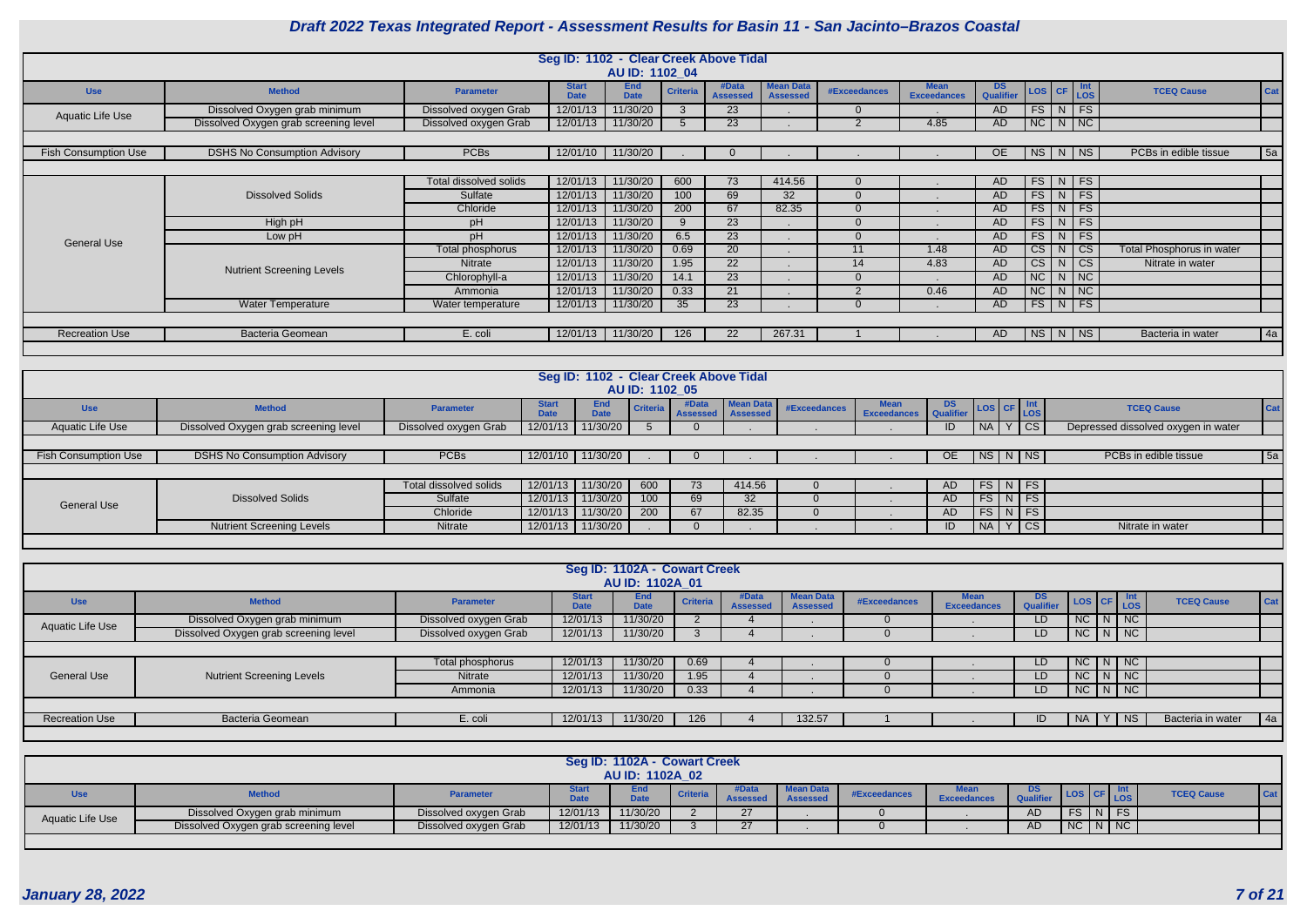# Draft 2022 Texas Integrated Report - Assessment Results for Basin 11 - San Jacinto–Brazos Coastal

## Seg ID: 1102 - Clear Creek Above Tidal
### AU ID: 1102_04

| Use | Method | Parameter | Start Date | End Date | Criteria | #Data Assessed | Mean Data Assessed | #Exceedances | Mean Exceedances | DS Qualifier | LOS | CF | Int LOS | TCEQ Cause | Cat |
|---|---|---|---|---|---|---|---|---|---|---|---|---|---|---|---|
| Aquatic Life Use | Dissolved Oxygen grab minimum | Dissolved oxygen Grab | 12/01/13 | 11/30/20 | 3 | 23 | . | 0 | . | AD | FS | N | FS | | |
| | Dissolved Oxygen grab screening level | Dissolved oxygen Grab | 12/01/13 | 11/30/20 | 5 | 23 | . | 2 | 4.85 | AD | NC | N | NC | | |
| Fish Consumption Use | DSHS No Consumption Advisory | PCBs | 12/01/10 | 11/30/20 | . | 0 | . | . | . | OE | NS | N | NS | PCBs in edible tissue | 5a |
| General Use | Dissolved Solids | Total dissolved solids | 12/01/13 | 11/30/20 | 600 | 73 | 414.56 | 0 | . | AD | FS | N | FS | | |
| | | Sulfate | 12/01/13 | 11/30/20 | 100 | 69 | 32 | 0 | . | AD | FS | N | FS | | |
| | | Chloride | 12/01/13 | 11/30/20 | 200 | 67 | 82.35 | 0 | . | AD | FS | N | FS | | |
| | High pH | pH | 12/01/13 | 11/30/20 | 9 | 23 | . | 0 | . | AD | FS | N | FS | | |
| | Low pH | pH | 12/01/13 | 11/30/20 | 6.5 | 23 | . | 0 | . | AD | FS | N | FS | | |
| | Nutrient Screening Levels | Total phosphorus | 12/01/13 | 11/30/20 | 0.69 | 20 | . | 11 | 1.48 | AD | CS | N | CS | Total Phosphorus in water | |
| | | Nitrate | 12/01/13 | 11/30/20 | 1.95 | 22 | . | 14 | 4.83 | AD | CS | N | CS | Nitrate in water | |
| | | Chlorophyll-a | 12/01/13 | 11/30/20 | 14.1 | 23 | . | 0 | . | AD | NC | N | NC | | |
| | | Ammonia | 12/01/13 | 11/30/20 | 0.33 | 21 | . | 2 | 0.46 | AD | NC | N | NC | | |
| | Water Temperature | Water temperature | 12/01/13 | 11/30/20 | 35 | 23 | . | 0 | . | AD | FS | N | FS | | |
| Recreation Use | Bacteria Geomean | E. coli | 12/01/13 | 11/30/20 | 126 | 22 | 267.31 | 1 | . | AD | NS | N | NS | Bacteria in water | 4a |

## Seg ID: 1102 - Clear Creek Above Tidal
### AU ID: 1102_05

| Use | Method | Parameter | Start Date | End Date | Criteria | #Data Assessed | Mean Data Assessed | #Exceedances | Mean Exceedances | DS Qualifier | LOS | CF | Int LOS | TCEQ Cause | Cat |
|---|---|---|---|---|---|---|---|---|---|---|---|---|---|---|---|
| Aquatic Life Use | Dissolved Oxygen grab screening level | Dissolved oxygen Grab | 12/01/13 | 11/30/20 | 5 | 0 | . | . | . | ID | NA | Y | CS | Depressed dissolved oxygen in water | |
| Fish Consumption Use | DSHS No Consumption Advisory | PCBs | 12/01/10 | 11/30/20 | . | 0 | . | . | . | OE | NS | N | NS | PCBs in edible tissue | 5a |
| General Use | Dissolved Solids | Total dissolved solids | 12/01/13 | 11/30/20 | 600 | 73 | 414.56 | 0 | . | AD | FS | N | FS | | |
| | | Sulfate | 12/01/13 | 11/30/20 | 100 | 69 | 32 | 0 | . | AD | FS | N | FS | | |
| | | Chloride | 12/01/13 | 11/30/20 | 200 | 67 | 82.35 | 0 | . | AD | FS | N | FS | | |
| | Nutrient Screening Levels | Nitrate | 12/01/13 | 11/30/20 | . | 0 | . | . | . | ID | NA | Y | CS | Nitrate in water | |

## Seg ID: 1102A - Cowart Creek
### AU ID: 1102A_01

| Use | Method | Parameter | Start Date | End Date | Criteria | #Data Assessed | Mean Data Assessed | #Exceedances | Mean Exceedances | DS Qualifier | LOS | CF | Int LOS | TCEQ Cause | Cat |
|---|---|---|---|---|---|---|---|---|---|---|---|---|---|---|---|
| Aquatic Life Use | Dissolved Oxygen grab minimum | Dissolved oxygen Grab | 12/01/13 | 11/30/20 | 2 | 4 | . | 0 | . | LD | NC | N | NC | | |
| | Dissolved Oxygen grab screening level | Dissolved oxygen Grab | 12/01/13 | 11/30/20 | 3 | 4 | . | 0 | . | LD | NC | N | NC | | |
| General Use | Nutrient Screening Levels | Total phosphorus | 12/01/13 | 11/30/20 | 0.69 | 4 | . | 0 | . | LD | NC | N | NC | | |
| | | Nitrate | 12/01/13 | 11/30/20 | 1.95 | 4 | . | 0 | . | LD | NC | N | NC | | |
| | | Ammonia | 12/01/13 | 11/30/20 | 0.33 | 4 | . | 0 | . | LD | NC | N | NC | | |
| Recreation Use | Bacteria Geomean | E. coli | 12/01/13 | 11/30/20 | 126 | 4 | 132.57 | 1 | . | ID | NA | Y | NS | Bacteria in water | 4a |

## Seg ID: 1102A - Cowart Creek
### AU ID: 1102A_02

| Use | Method | Parameter | Start Date | End Date | Criteria | #Data Assessed | Mean Data Assessed | #Exceedances | Mean Exceedances | DS Qualifier | LOS | CF | Int LOS | TCEQ Cause | Cat |
|---|---|---|---|---|---|---|---|---|---|---|---|---|---|---|---|
| Aquatic Life Use | Dissolved Oxygen grab minimum | Dissolved oxygen Grab | 12/01/13 | 11/30/20 | 2 | 27 | . | 0 | . | AD | FS | N | FS | | |
| | Dissolved Oxygen grab screening level | Dissolved oxygen Grab | 12/01/13 | 11/30/20 | 3 | 27 | . | 0 | . | AD | NC | N | NC | | |

*January 28, 2022*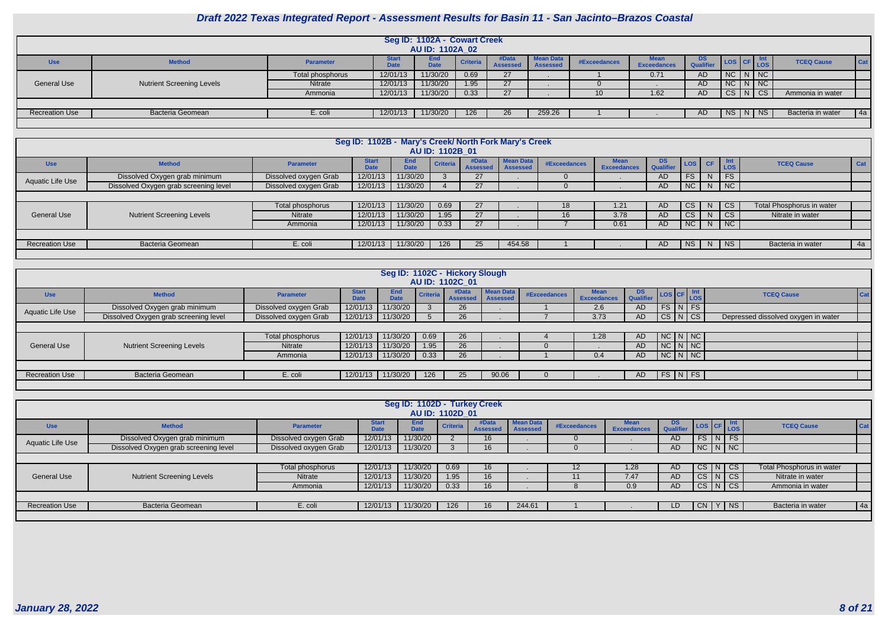# Draft 2022 Texas Integrated Report - Assessment Results for Basin 11 - San Jacinto–Brazos Coastal

## Seg ID: 1102A - Cowart Creek
### AU ID: 1102A_02

| Use | Method | Parameter | Start Date | End Date | Criteria | #Data Assessed | Mean Data Assessed | #Exceedances | Mean Exceedances | DS Qualifier | LOS | CF | Int LOS | TCEQ Cause | Cat |
|---|---|---|---|---|---|---|---|---|---|---|---|---|---|---|---|
| General Use | Nutrient Screening Levels | Total phosphorus | 12/01/13 | 11/30/20 | 0.69 | 27 | . | 1 | 0.71 | AD | NC | N | NC | | |
| | | Nitrate | 12/01/13 | 11/30/20 | 1.95 | 27 | . | 0 | . | AD | NC | N | NC | | |
| | | Ammonia | 12/01/13 | 11/30/20 | 0.33 | 27 | . | 10 | 1.62 | AD | CS | N | CS | Ammonia in water | |
| Recreation Use | Bacteria Geomean | E. coli | 12/01/13 | 11/30/20 | 126 | 26 | 259.26 | 1 | . | AD | NS | N | NS | Bacteria in water | 4a |

## Seg ID: 1102B - Mary's Creek/ North Fork Mary's Creek
### AU ID: 1102B_01

| Use | Method | Parameter | Start Date | End Date | Criteria | #Data Assessed | Mean Data Assessed | #Exceedances | Mean Exceedances | DS Qualifier | LOS | CF | Int LOS | TCEQ Cause | Cat |
|---|---|---|---|---|---|---|---|---|---|---|---|---|---|---|---|
| Aquatic Life Use | Dissolved Oxygen grab minimum | Dissolved oxygen Grab | 12/01/13 | 11/30/20 | 3 | 27 | . | 0 | . | AD | FS | N | FS | | |
| | Dissolved Oxygen grab screening level | Dissolved oxygen Grab | 12/01/13 | 11/30/20 | 4 | 27 | . | 0 | . | AD | NC | N | NC | | |
| General Use | Nutrient Screening Levels | Total phosphorus | 12/01/13 | 11/30/20 | 0.69 | 27 | . | 18 | 1.21 | AD | CS | N | CS | Total Phosphorus in water | |
| | | Nitrate | 12/01/13 | 11/30/20 | 1.95 | 27 | . | 16 | 3.78 | AD | CS | N | CS | Nitrate in water | |
| | | Ammonia | 12/01/13 | 11/30/20 | 0.33 | 27 | . | 7 | 0.61 | AD | NC | N | NC | | |
| Recreation Use | Bacteria Geomean | E. coli | 12/01/13 | 11/30/20 | 126 | 25 | 454.58 | 1 | . | AD | NS | N | NS | Bacteria in water | 4a |

## Seg ID: 1102C - Hickory Slough
### AU ID: 1102C_01

| Use | Method | Parameter | Start Date | End Date | Criteria | #Data Assessed | Mean Data Assessed | #Exceedances | Mean Exceedances | DS Qualifier | LOS | CF | Int LOS | TCEQ Cause | Cat |
|---|---|---|---|---|---|---|---|---|---|---|---|---|---|---|---|
| Aquatic Life Use | Dissolved Oxygen grab minimum | Dissolved oxygen Grab | 12/01/13 | 11/30/20 | 3 | 26 | . | 1 | 2.6 | AD | FS | N | FS | | |
| | Dissolved Oxygen grab screening level | Dissolved oxygen Grab | 12/01/13 | 11/30/20 | 5 | 26 | . | 7 | 3.73 | AD | CS | N | CS | Depressed dissolved oxygen in water | |
| General Use | Nutrient Screening Levels | Total phosphorus | 12/01/13 | 11/30/20 | 0.69 | 26 | . | 4 | 1.28 | AD | NC | N | NC | | |
| | | Nitrate | 12/01/13 | 11/30/20 | 1.95 | 26 | . | 0 | . | AD | NC | N | NC | | |
| | | Ammonia | 12/01/13 | 11/30/20 | 0.33 | 26 | . | 1 | 0.4 | AD | NC | N | NC | | |
| Recreation Use | Bacteria Geomean | E. coli | 12/01/13 | 11/30/20 | 126 | 25 | 90.06 | 0 | . | AD | FS | N | FS | | |

## Seg ID: 1102D - Turkey Creek
### AU ID: 1102D_01

| Use | Method | Parameter | Start Date | End Date | Criteria | #Data Assessed | Mean Data Assessed | #Exceedances | Mean Exceedances | DS Qualifier | LOS | CF | Int LOS | TCEQ Cause | Cat |
|---|---|---|---|---|---|---|---|---|---|---|---|---|---|---|---|
| Aquatic Life Use | Dissolved Oxygen grab minimum | Dissolved oxygen Grab | 12/01/13 | 11/30/20 | 2 | 16 | . | 0 | . | AD | FS | N | FS | | |
| | Dissolved Oxygen grab screening level | Dissolved oxygen Grab | 12/01/13 | 11/30/20 | 3 | 16 | . | 0 | . | AD | NC | N | NC | | |
| General Use | Nutrient Screening Levels | Total phosphorus | 12/01/13 | 11/30/20 | 0.69 | 16 | . | 12 | 1.28 | AD | CS | N | CS | Total Phosphorus in water | |
| | | Nitrate | 12/01/13 | 11/30/20 | 1.95 | 16 | . | 11 | 7.47 | AD | CS | N | CS | Nitrate in water | |
| | | Ammonia | 12/01/13 | 11/30/20 | 0.33 | 16 | . | 8 | 0.9 | AD | CS | N | CS | Ammonia in water | |
| Recreation Use | Bacteria Geomean | E. coli | 12/01/13 | 11/30/20 | 126 | 16 | 244.61 | 1 | . | LD | CN | Y | NS | Bacteria in water | 4a |

January 28, 2022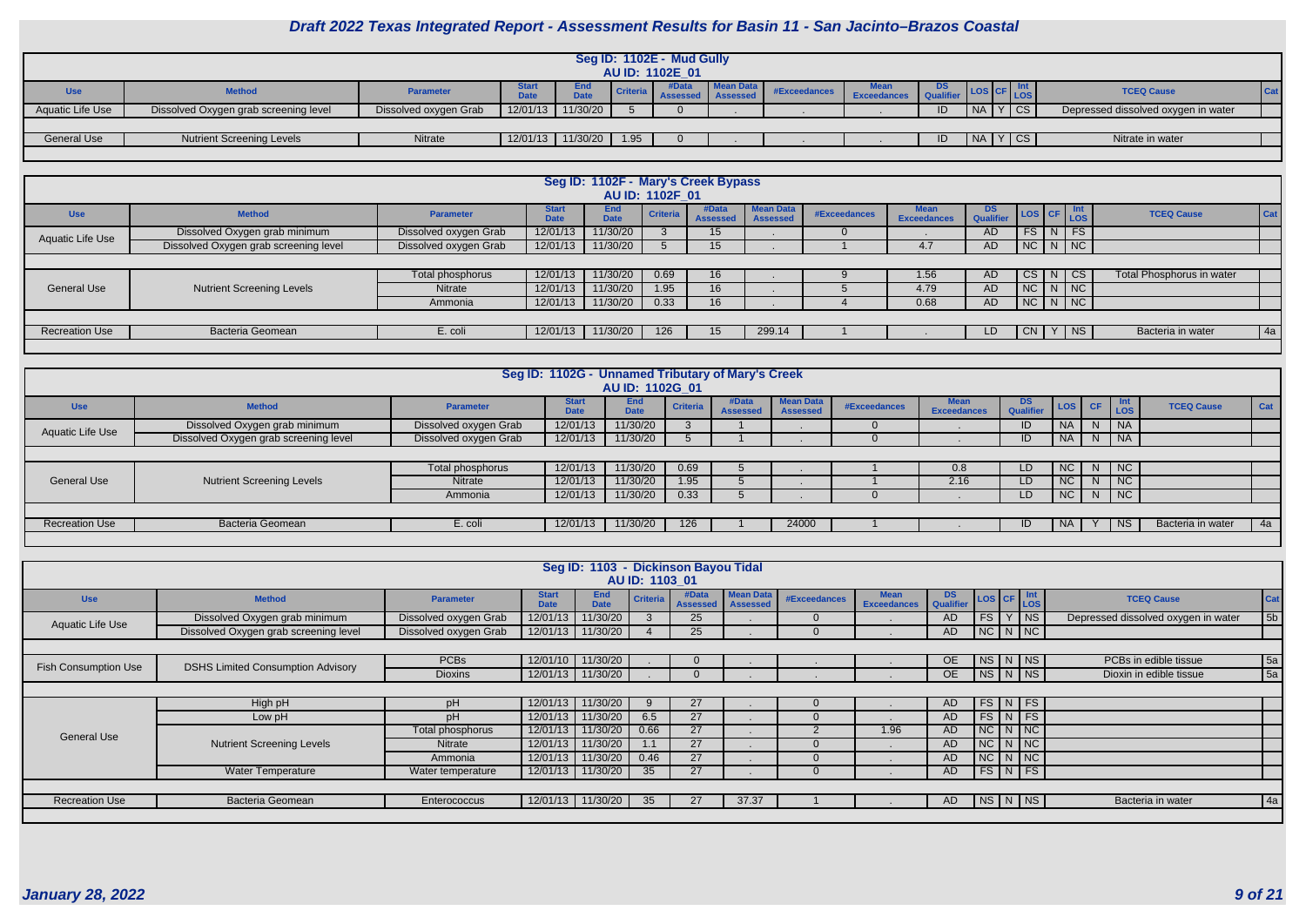# Draft 2022 Texas Integrated Report - Assessment Results for Basin 11 - San Jacinto–Brazos Coastal

## Seg ID: 1102E - Mud Gully

AU ID: 1102E_01

| Use | Method | Parameter | Start Date | End Date | Criteria | #Data Assessed | Mean Data Assessed | #Exceedances | Mean Exceedances | DS Qualifier | LOS | CF | Int LOS | TCEQ Cause | Cat |
|---|---|---|---|---|---|---|---|---|---|---|---|---|---|---|---|
| Aquatic Life Use | Dissolved Oxygen grab screening level | Dissolved oxygen Grab | 12/01/13 | 11/30/20 | 5 | 0 | . | . | . | ID | NA | Y | CS | Depressed dissolved oxygen in water | |
| General Use | Nutrient Screening Levels | Nitrate | 12/01/13 | 11/30/20 | 1.95 | 0 | . | . | . | ID | NA | Y | CS | Nitrate in water | |

## Seg ID: 1102F - Mary's Creek Bypass

AU ID: 1102F_01

| Use | Method | Parameter | Start Date | End Date | Criteria | #Data Assessed | Mean Data Assessed | #Exceedances | Mean Exceedances | DS Qualifier | LOS | CF | Int LOS | TCEQ Cause | Cat |
|---|---|---|---|---|---|---|---|---|---|---|---|---|---|---|---|
| Aquatic Life Use | Dissolved Oxygen grab minimum | Dissolved oxygen Grab | 12/01/13 | 11/30/20 | 3 | 15 | . | 0 | . | AD | FS | N | FS | | |
| | Dissolved Oxygen grab screening level | Dissolved oxygen Grab | 12/01/13 | 11/30/20 | 5 | 15 | . | 1 | 4.7 | AD | NC | N | NC | | |
| General Use | Nutrient Screening Levels | Total phosphorus | 12/01/13 | 11/30/20 | 0.69 | 16 | . | 9 | 1.56 | AD | CS | N | CS | Total Phosphorus in water | |
| | | Nitrate | 12/01/13 | 11/30/20 | 1.95 | 16 | . | 5 | 4.79 | AD | NC | N | NC | | |
| | | Ammonia | 12/01/13 | 11/30/20 | 0.33 | 16 | . | 4 | 0.68 | AD | NC | N | NC | | |
| Recreation Use | Bacteria Geomean | E. coli | 12/01/13 | 11/30/20 | 126 | 15 | 299.14 | 1 | . | LD | CN | Y | NS | Bacteria in water | 4a |

## Seg ID: 1102G - Unnamed Tributary of Mary's Creek

AU ID: 1102G_01

| Use | Method | Parameter | Start Date | End Date | Criteria | #Data Assessed | Mean Data Assessed | #Exceedances | Mean Exceedances | DS Qualifier | LOS | CF | Int LOS | TCEQ Cause | Cat |
|---|---|---|---|---|---|---|---|---|---|---|---|---|---|---|---|
| Aquatic Life Use | Dissolved Oxygen grab minimum | Dissolved oxygen Grab | 12/01/13 | 11/30/20 | 3 | 1 | . | 0 | . | ID | NA | N | NA | | |
| | Dissolved Oxygen grab screening level | Dissolved oxygen Grab | 12/01/13 | 11/30/20 | 5 | 1 | . | 0 | . | ID | NA | N | NA | | |
| General Use | Nutrient Screening Levels | Total phosphorus | 12/01/13 | 11/30/20 | 0.69 | 5 | . | 1 | 0.8 | LD | NC | N | NC | | |
| | | Nitrate | 12/01/13 | 11/30/20 | 1.95 | 5 | . | 1 | 2.16 | LD | NC | N | NC | | |
| | | Ammonia | 12/01/13 | 11/30/20 | 0.33 | 5 | . | 0 | . | LD | NC | N | NC | | |
| Recreation Use | Bacteria Geomean | E. coli | 12/01/13 | 11/30/20 | 126 | 1 | 24000 | 1 | . | ID | NA | Y | NS | Bacteria in water | 4a |

## Seg ID: 1103 - Dickinson Bayou Tidal

AU ID: 1103_01

| Use | Method | Parameter | Start Date | End Date | Criteria | #Data Assessed | Mean Data Assessed | #Exceedances | Mean Exceedances | DS Qualifier | LOS | CF | Int LOS | TCEQ Cause | Cat |
|---|---|---|---|---|---|---|---|---|---|---|---|---|---|---|---|
| Aquatic Life Use | Dissolved Oxygen grab minimum | Dissolved oxygen Grab | 12/01/13 | 11/30/20 | 3 | 25 | . | 0 | . | AD | FS | Y | NS | Depressed dissolved oxygen in water | 5b |
| | Dissolved Oxygen grab screening level | Dissolved oxygen Grab | 12/01/13 | 11/30/20 | 4 | 25 | . | 0 | . | AD | NC | N | NC | | |
| Fish Consumption Use | DSHS Limited Consumption Advisory | PCBs | 12/01/10 | 11/30/20 | . | 0 | . | . | . | OE | NS | N | NS | PCBs in edible tissue | 5a |
| | | Dioxins | 12/01/13 | 11/30/20 | . | 0 | . | . | . | OE | NS | N | NS | Dioxin in edible tissue | 5a |
| General Use | High pH | pH | 12/01/13 | 11/30/20 | 9 | 27 | . | 0 | . | AD | FS | N | FS | | |
| | Low pH | pH | 12/01/13 | 11/30/20 | 6.5 | 27 | . | 0 | . | AD | FS | N | FS | | |
| | Nutrient Screening Levels | Total phosphorus | 12/01/13 | 11/30/20 | 0.66 | 27 | . | 2 | 1.96 | AD | NC | N | NC | | |
| | | Nitrate | 12/01/13 | 11/30/20 | 1.1 | 27 | . | 0 | . | AD | NC | N | NC | | |
| | | Ammonia | 12/01/13 | 11/30/20 | 0.46 | 27 | . | 0 | . | AD | NC | N | NC | | |
| | Water Temperature | Water temperature | 12/01/13 | 11/30/20 | 35 | 27 | . | 0 | . | AD | FS | N | FS | | |
| Recreation Use | Bacteria Geomean | Enterococcus | 12/01/13 | 11/30/20 | 35 | 27 | 37.37 | 1 | . | AD | NS | N | NS | Bacteria in water | 4a |

January 28, 2022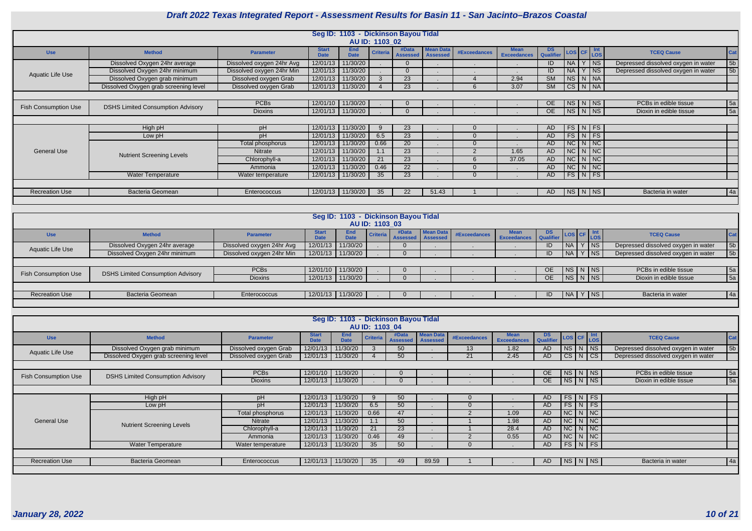# Draft 2022 Texas Integrated Report - Assessment Results for Basin 11 - San Jacinto–Brazos Coastal

## Seg ID: 1103 - Dickinson Bayou Tidal

### AU ID: 1103_02

| Use | Method | Parameter | Start Date | End Date | Criteria | #Data Assessed | Mean Data Assessed | #Exceedances | Mean Exceedances | DS Qualifier | LOS | CF | Int LOS | TCEQ Cause | Cat |
|---|---|---|---|---|---|---|---|---|---|---|---|---|---|---|---|
| Aquatic Life Use | Dissolved Oxygen 24hr average | Dissolved oxygen 24hr Avg | 12/01/13 | 11/30/20 | . | 0 | . | . | . | ID | NA | Y | NS | Depressed dissolved oxygen in water | 5b |
| | Dissolved Oxygen 24hr minimum | Dissolved oxygen 24hr Min | 12/01/13 | 11/30/20 | . | 0 | . | . | . | ID | NA | Y | NS | Depressed dissolved oxygen in water | 5b |
| | Dissolved Oxygen grab minimum | Dissolved oxygen Grab | 12/01/13 | 11/30/20 | 3 | 23 | . | 4 | 2.94 | SM | NS | N | NA | | |
| | Dissolved Oxygen grab screening level | Dissolved oxygen Grab | 12/01/13 | 11/30/20 | 4 | 23 | . | 6 | 3.07 | SM | CS | N | NA | | |
| Fish Consumption Use | DSHS Limited Consumption Advisory | PCBs | 12/01/10 | 11/30/20 | . | 0 | . | . | . | OE | NS | N | NS | PCBs in edible tissue | 5a |
| | | Dioxins | 12/01/13 | 11/30/20 | . | 0 | . | . | . | OE | NS | N | NS | Dioxin in edible tissue | 5a |
| General Use | High pH | pH | 12/01/13 | 11/30/20 | 9 | 23 | . | 0 | . | AD | FS | N | FS | | |
| | Low pH | pH | 12/01/13 | 11/30/20 | 6.5 | 23 | . | 0 | . | AD | FS | N | FS | | |
| | Nutrient Screening Levels | Total phosphorus | 12/01/13 | 11/30/20 | 0.66 | 20 | . | 0 | . | AD | NC | N | NC | | |
| | | Nitrate | 12/01/13 | 11/30/20 | 1.1 | 23 | . | 2 | 1.65 | AD | NC | N | NC | | |
| | | Chlorophyll-a | 12/01/13 | 11/30/20 | 21 | 23 | . | 6 | 37.05 | AD | NC | N | NC | | |
| | | Ammonia | 12/01/13 | 11/30/20 | 0.46 | 22 | . | 0 | . | AD | NC | N | NC | | |
| | Water Temperature | Water temperature | 12/01/13 | 11/30/20 | 35 | 23 | . | 0 | . | AD | FS | N | FS | | |
| Recreation Use | Bacteria Geomean | Enterococcus | 12/01/13 | 11/30/20 | 35 | 22 | 51.43 | 1 | . | AD | NS | N | NS | Bacteria in water | 4a |

## Seg ID: 1103 - Dickinson Bayou Tidal

### AU ID: 1103_03

| Use | Method | Parameter | Start Date | End Date | Criteria | #Data Assessed | Mean Data Assessed | #Exceedances | Mean Exceedances | DS Qualifier | LOS | CF | Int LOS | TCEQ Cause | Cat |
|---|---|---|---|---|---|---|---|---|---|---|---|---|---|---|---|
| Aquatic Life Use | Dissolved Oxygen 24hr average | Dissolved oxygen 24hr Avg | 12/01/13 | 11/30/20 | . | 0 | . | . | . | ID | NA | Y | NS | Depressed dissolved oxygen in water | 5b |
| | Dissolved Oxygen 24hr minimum | Dissolved oxygen 24hr Min | 12/01/13 | 11/30/20 | . | 0 | . | . | . | ID | NA | Y | NS | Depressed dissolved oxygen in water | 5b |
| Fish Consumption Use | DSHS Limited Consumption Advisory | PCBs | 12/01/10 | 11/30/20 | . | 0 | . | . | . | OE | NS | N | NS | PCBs in edible tissue | 5a |
| | | Dioxins | 12/01/13 | 11/30/20 | . | 0 | . | . | . | OE | NS | N | NS | Dioxin in edible tissue | 5a |
| Recreation Use | Bacteria Geomean | Enterococcus | 12/01/13 | 11/30/20 | . | 0 | . | . | . | ID | NA | Y | NS | Bacteria in water | 4a |

## Seg ID: 1103 - Dickinson Bayou Tidal

### AU ID: 1103_04

| Use | Method | Parameter | Start Date | End Date | Criteria | #Data Assessed | Mean Data Assessed | #Exceedances | Mean Exceedances | DS Qualifier | LOS | CF | Int LOS | TCEQ Cause | Cat |
|---|---|---|---|---|---|---|---|---|---|---|---|---|---|---|---|
| Aquatic Life Use | Dissolved Oxygen grab minimum | Dissolved oxygen Grab | 12/01/13 | 11/30/20 | 3 | 50 | . | 13 | 1.82 | AD | NS | N | NS | Depressed dissolved oxygen in water | 5b |
| | Dissolved Oxygen grab screening level | Dissolved oxygen Grab | 12/01/13 | 11/30/20 | 4 | 50 | . | 21 | 2.45 | AD | CS | N | CS | Depressed dissolved oxygen in water | |
| Fish Consumption Use | DSHS Limited Consumption Advisory | PCBs | 12/01/10 | 11/30/20 | . | 0 | . | . | . | OE | NS | N | NS | PCBs in edible tissue | 5a |
| | | Dioxins | 12/01/13 | 11/30/20 | . | 0 | . | . | . | OE | NS | N | NS | Dioxin in edible tissue | 5a |
| General Use | High pH | pH | 12/01/13 | 11/30/20 | 9 | 50 | . | 0 | . | AD | FS | N | FS | | |
| | Low pH | pH | 12/01/13 | 11/30/20 | 6.5 | 50 | . | 0 | . | AD | FS | N | FS | | |
| | Nutrient Screening Levels | Total phosphorus | 12/01/13 | 11/30/20 | 0.66 | 47 | . | 2 | 1.09 | AD | NC | N | NC | | |
| | | Nitrate | 12/01/13 | 11/30/20 | 1.1 | 50 | . | 1 | 1.98 | AD | NC | N | NC | | |
| | | Chlorophyll-a | 12/01/13 | 11/30/20 | 21 | 23 | . | 1 | 28.4 | AD | NC | N | NC | | |
| | | Ammonia | 12/01/13 | 11/30/20 | 0.46 | 49 | . | 2 | 0.55 | AD | NC | N | NC | | |
| | Water Temperature | Water temperature | 12/01/13 | 11/30/20 | 35 | 50 | . | 0 | . | AD | FS | N | FS | | |
| Recreation Use | Bacteria Geomean | Enterococcus | 12/01/13 | 11/30/20 | 35 | 49 | 89.59 | 1 | . | AD | NS | N | NS | Bacteria in water | 4a |

*January 28, 2022*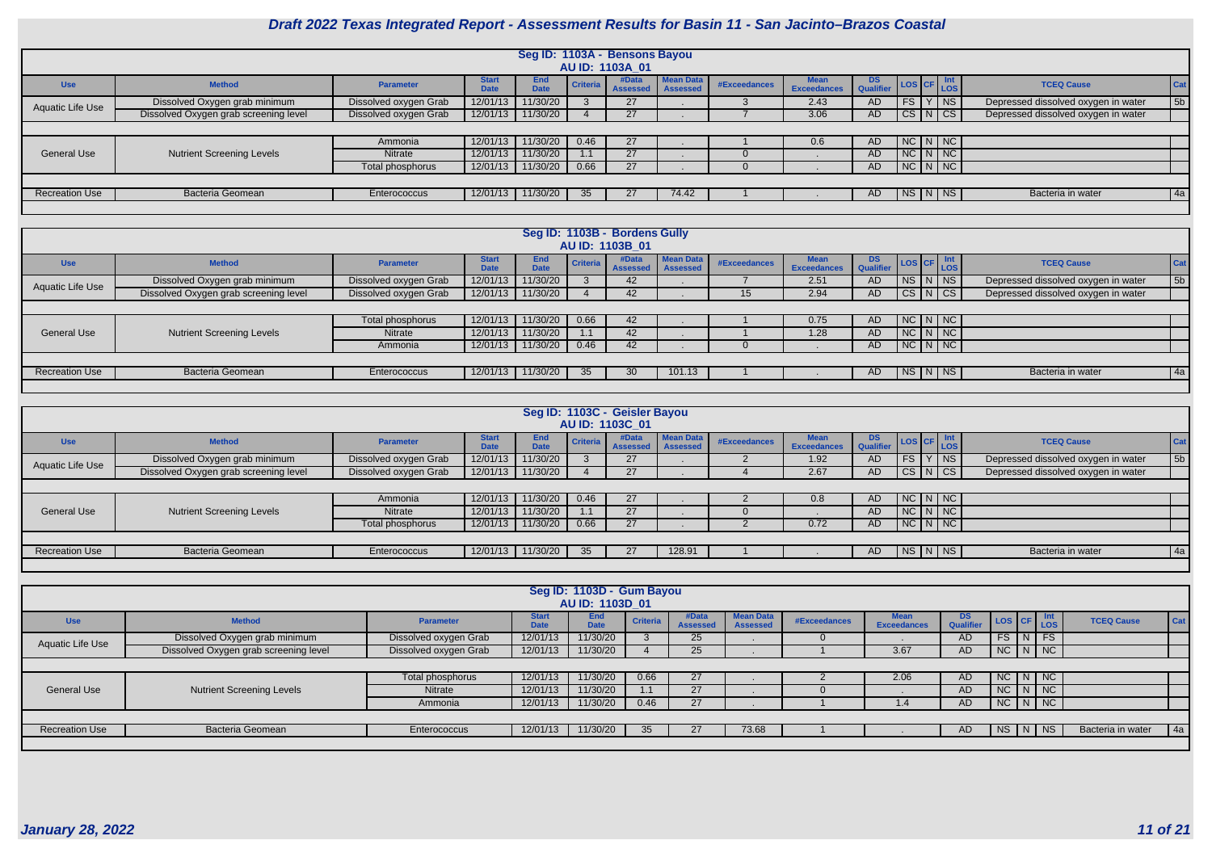# Draft 2022 Texas Integrated Report - Assessment Results for Basin 11 - San Jacinto–Brazos Coastal

## Seg ID: 1103A - Bensons Bayou

### AU ID: 1103A_01

| Use | Method | Parameter | Start Date | End Date | Criteria | #Data Assessed | Mean Data Assessed | #Exceedances | Mean Exceedances | DS Qualifier | LOS | CF | Int LOS | TCEQ Cause | Cat |
|---|---|---|---|---|---|---|---|---|---|---|---|---|---|---|---|
| Aquatic Life Use | Dissolved Oxygen grab minimum | Dissolved oxygen Grab | 12/01/13 | 11/30/20 | 3 | 27 | . | 3 | 2.43 | AD | FS | Y | NS | Depressed dissolved oxygen in water | 5b |
| | Dissolved Oxygen grab screening level | Dissolved oxygen Grab | 12/01/13 | 11/30/20 | 4 | 27 | . | 7 | 3.06 | AD | CS | N | CS | Depressed dissolved oxygen in water | |
| General Use | Nutrient Screening Levels | Ammonia | 12/01/13 | 11/30/20 | 0.46 | 27 | . | 1 | 0.6 | AD | NC | N | NC | | |
| | | Nitrate | 12/01/13 | 11/30/20 | 1.1 | 27 | . | 0 | . | AD | NC | N | NC | | |
| | | Total phosphorus | 12/01/13 | 11/30/20 | 0.66 | 27 | . | 0 | . | AD | NC | N | NC | | |
| Recreation Use | Bacteria Geomean | Enterococcus | 12/01/13 | 11/30/20 | 35 | 27 | 74.42 | 1 | . | AD | NS | N | NS | Bacteria in water | 4a |

## Seg ID: 1103B - Bordens Gully

### AU ID: 1103B_01

| Use | Method | Parameter | Start Date | End Date | Criteria | #Data Assessed | Mean Data Assessed | #Exceedances | Mean Exceedances | DS Qualifier | LOS | CF | Int LOS | TCEQ Cause | Cat |
|---|---|---|---|---|---|---|---|---|---|---|---|---|---|---|---|
| Aquatic Life Use | Dissolved Oxygen grab minimum | Dissolved oxygen Grab | 12/01/13 | 11/30/20 | 3 | 42 | . | 7 | 2.51 | AD | NS | N | NS | Depressed dissolved oxygen in water | 5b |
| | Dissolved Oxygen grab screening level | Dissolved oxygen Grab | 12/01/13 | 11/30/20 | 4 | 42 | . | 15 | 2.94 | AD | CS | N | CS | Depressed dissolved oxygen in water | |
| General Use | Nutrient Screening Levels | Total phosphorus | 12/01/13 | 11/30/20 | 0.66 | 42 | . | 1 | 0.75 | AD | NC | N | NC | | |
| | | Nitrate | 12/01/13 | 11/30/20 | 1.1 | 42 | . | 1 | 1.28 | AD | NC | N | NC | | |
| | | Ammonia | 12/01/13 | 11/30/20 | 0.46 | 42 | . | 0 | . | AD | NC | N | NC | | |
| Recreation Use | Bacteria Geomean | Enterococcus | 12/01/13 | 11/30/20 | 35 | 30 | 101.13 | 1 | . | AD | NS | N | NS | Bacteria in water | 4a |

## Seg ID: 1103C - Geisler Bayou

### AU ID: 1103C_01

| Use | Method | Parameter | Start Date | End Date | Criteria | #Data Assessed | Mean Data Assessed | #Exceedances | Mean Exceedances | DS Qualifier | LOS | CF | Int LOS | TCEQ Cause | Cat |
|---|---|---|---|---|---|---|---|---|---|---|---|---|---|---|---|
| Aquatic Life Use | Dissolved Oxygen grab minimum | Dissolved oxygen Grab | 12/01/13 | 11/30/20 | 3 | 27 | . | 2 | 1.92 | AD | FS | Y | NS | Depressed dissolved oxygen in water | 5b |
| | Dissolved Oxygen grab screening level | Dissolved oxygen Grab | 12/01/13 | 11/30/20 | 4 | 27 | . | 4 | 2.67 | AD | CS | N | CS | Depressed dissolved oxygen in water | |
| General Use | Nutrient Screening Levels | Ammonia | 12/01/13 | 11/30/20 | 0.46 | 27 | . | 2 | 0.8 | AD | NC | N | NC | | |
| | | Nitrate | 12/01/13 | 11/30/20 | 1.1 | 27 | . | 0 | . | AD | NC | N | NC | | |
| | | Total phosphorus | 12/01/13 | 11/30/20 | 0.66 | 27 | . | 2 | 0.72 | AD | NC | N | NC | | |
| Recreation Use | Bacteria Geomean | Enterococcus | 12/01/13 | 11/30/20 | 35 | 27 | 128.91 | 1 | . | AD | NS | N | NS | Bacteria in water | 4a |

## Seg ID: 1103D - Gum Bayou

### AU ID: 1103D_01

| Use | Method | Parameter | Start Date | End Date | Criteria | #Data Assessed | Mean Data Assessed | #Exceedances | Mean Exceedances | DS Qualifier | LOS | CF | Int LOS | TCEQ Cause | Cat |
|---|---|---|---|---|---|---|---|---|---|---|---|---|---|---|---|
| Aquatic Life Use | Dissolved Oxygen grab minimum | Dissolved oxygen Grab | 12/01/13 | 11/30/20 | 3 | 25 | . | 0 | . | AD | FS | N | FS | | |
| | Dissolved Oxygen grab screening level | Dissolved oxygen Grab | 12/01/13 | 11/30/20 | 4 | 25 | . | 1 | 3.67 | AD | NC | N | NC | | |
| General Use | Nutrient Screening Levels | Total phosphorus | 12/01/13 | 11/30/20 | 0.66 | 27 | . | 2 | 2.06 | AD | NC | N | NC | | |
| | | Nitrate | 12/01/13 | 11/30/20 | 1.1 | 27 | . | 0 | . | AD | NC | N | NC | | |
| | | Ammonia | 12/01/13 | 11/30/20 | 0.46 | 27 | . | 1 | 1.4 | AD | NC | N | NC | | |
| Recreation Use | Bacteria Geomean | Enterococcus | 12/01/13 | 11/30/20 | 35 | 27 | 73.68 | 1 | . | AD | NS | N | NS | Bacteria in water | 4a |

*January 28, 2022*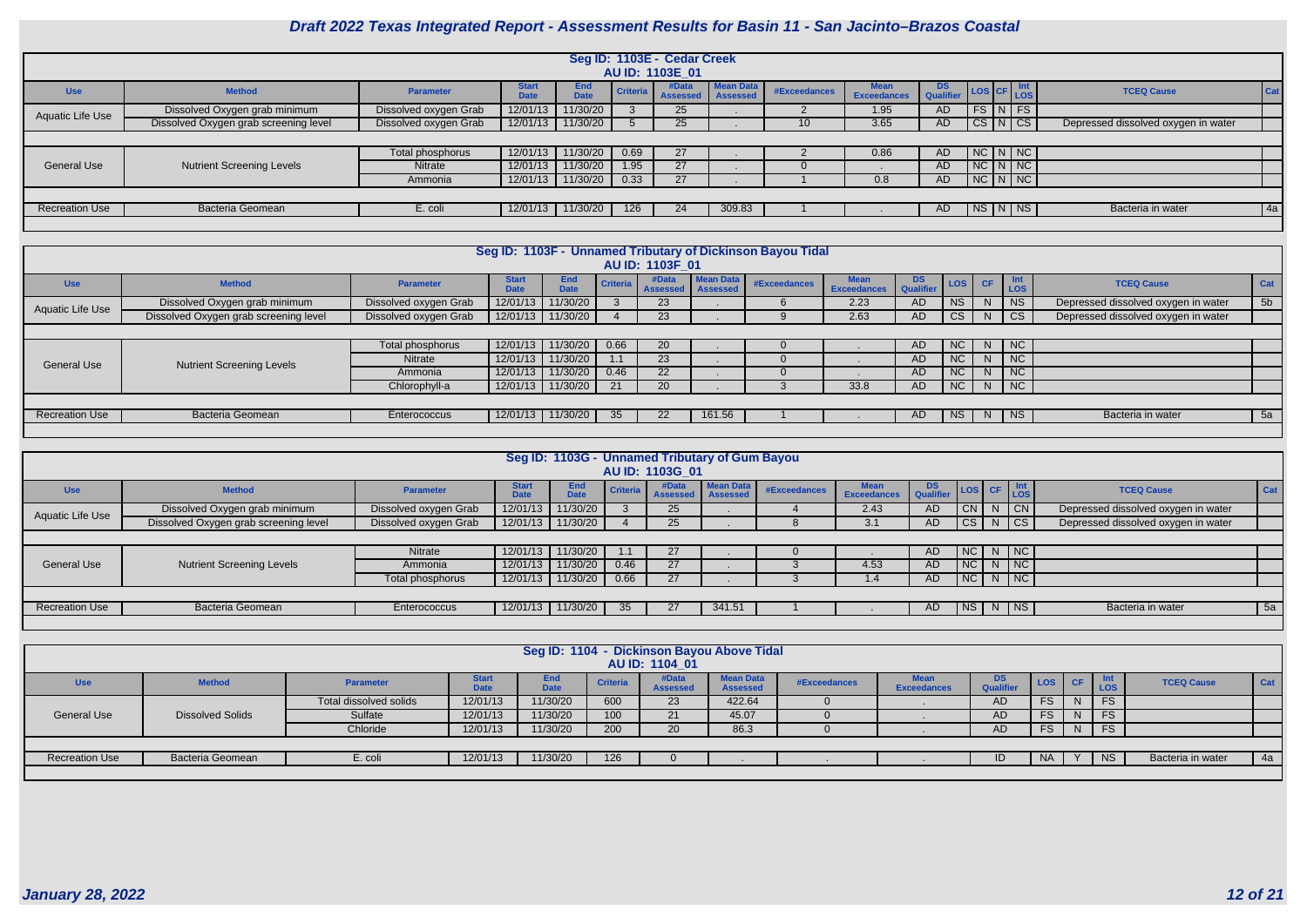# Draft 2022 Texas Integrated Report - Assessment Results for Basin 11 - San Jacinto–Brazos Coastal

## Seg ID: 1103E - Cedar Creek

### AU ID: 1103E_01

| Use | Method | Parameter | Start Date | End Date | Criteria | #Data Assessed | Mean Data Assessed | #Exceedances | Mean Exceedances | DS Qualifier | LOS | CF | Int LOS | TCEQ Cause | Cat |
|---|---|---|---|---|---|---|---|---|---|---|---|---|---|---|---|
| Aquatic Life Use | Dissolved Oxygen grab minimum | Dissolved oxygen Grab | 12/01/13 | 11/30/20 | 3 | 25 | . | 2 | 1.95 | AD | FS | N | FS | | |
| | Dissolved Oxygen grab screening level | Dissolved oxygen Grab | 12/01/13 | 11/30/20 | 5 | 25 | . | 10 | 3.65 | AD | CS | N | CS | Depressed dissolved oxygen in water | |
| General Use | Nutrient Screening Levels | Total phosphorus | 12/01/13 | 11/30/20 | 0.69 | 27 | . | 2 | 0.86 | AD | NC | N | NC | | |
| | | Nitrate | 12/01/13 | 11/30/20 | 1.95 | 27 | . | 0 | . | AD | NC | N | NC | | |
| | | Ammonia | 12/01/13 | 11/30/20 | 0.33 | 27 | . | 1 | 0.8 | AD | NC | N | NC | | |
| Recreation Use | Bacteria Geomean | E. coli | 12/01/13 | 11/30/20 | 126 | 24 | 309.83 | 1 | . | AD | NS | N | NS | Bacteria in water | 4a |

## Seg ID: 1103F - Unnamed Tributary of Dickinson Bayou Tidal

### AU ID: 1103F_01

| Use | Method | Parameter | Start Date | End Date | Criteria | #Data Assessed | Mean Data Assessed | #Exceedances | Mean Exceedances | DS Qualifier | LOS | CF | Int LOS | TCEQ Cause | Cat |
|---|---|---|---|---|---|---|---|---|---|---|---|---|---|---|---|
| Aquatic Life Use | Dissolved Oxygen grab minimum | Dissolved oxygen Grab | 12/01/13 | 11/30/20 | 3 | 23 | . | 6 | 2.23 | AD | NS | N | NS | Depressed dissolved oxygen in water | 5b |
| | Dissolved Oxygen grab screening level | Dissolved oxygen Grab | 12/01/13 | 11/30/20 | 4 | 23 | . | 9 | 2.63 | AD | CS | N | CS | Depressed dissolved oxygen in water | |
| General Use | Nutrient Screening Levels | Total phosphorus | 12/01/13 | 11/30/20 | 0.66 | 20 | . | 0 | . | AD | NC | N | NC | | |
| | | Nitrate | 12/01/13 | 11/30/20 | 1.1 | 23 | . | 0 | . | AD | NC | N | NC | | |
| | | Ammonia | 12/01/13 | 11/30/20 | 0.46 | 22 | . | 0 | . | AD | NC | N | NC | | |
| | | Chlorophyll-a | 12/01/13 | 11/30/20 | 21 | 20 | . | 3 | 33.8 | AD | NC | N | NC | | |
| Recreation Use | Bacteria Geomean | Enterococcus | 12/01/13 | 11/30/20 | 35 | 22 | 161.56 | 1 | . | AD | NS | N | NS | Bacteria in water | 5a |

## Seg ID: 1103G - Unnamed Tributary of Gum Bayou

### AU ID: 1103G_01

| Use | Method | Parameter | Start Date | End Date | Criteria | #Data Assessed | Mean Data Assessed | #Exceedances | Mean Exceedances | DS Qualifier | LOS | CF | Int LOS | TCEQ Cause | Cat |
|---|---|---|---|---|---|---|---|---|---|---|---|---|---|---|---|
| Aquatic Life Use | Dissolved Oxygen grab minimum | Dissolved oxygen Grab | 12/01/13 | 11/30/20 | 3 | 25 | . | 4 | 2.43 | AD | CN | N | CN | Depressed dissolved oxygen in water | |
| | Dissolved Oxygen grab screening level | Dissolved oxygen Grab | 12/01/13 | 11/30/20 | 4 | 25 | . | 8 | 3.1 | AD | CS | N | CS | Depressed dissolved oxygen in water | |
| General Use | Nutrient Screening Levels | Nitrate | 12/01/13 | 11/30/20 | 1.1 | 27 | . | 0 | . | AD | NC | N | NC | | |
| | | Ammonia | 12/01/13 | 11/30/20 | 0.46 | 27 | . | 3 | 4.53 | AD | NC | N | NC | | |
| | | Total phosphorus | 12/01/13 | 11/30/20 | 0.66 | 27 | . | 3 | 1.4 | AD | NC | N | NC | | |
| Recreation Use | Bacteria Geomean | Enterococcus | 12/01/13 | 11/30/20 | 35 | 27 | 341.51 | 1 | . | AD | NS | N | NS | Bacteria in water | 5a |

## Seg ID: 1104 - Dickinson Bayou Above Tidal

### AU ID: 1104_01

| Use | Method | Parameter | Start Date | End Date | Criteria | #Data Assessed | Mean Data Assessed | #Exceedances | Mean Exceedances | DS Qualifier | LOS | CF | Int LOS | TCEQ Cause | Cat |
|---|---|---|---|---|---|---|---|---|---|---|---|---|---|---|---|
| General Use | Dissolved Solids | Total dissolved solids | 12/01/13 | 11/30/20 | 600 | 23 | 422.64 | 0 | . | AD | FS | N | FS | | |
| | | Sulfate | 12/01/13 | 11/30/20 | 100 | 21 | 45.07 | 0 | . | AD | FS | N | FS | | |
| | | Chloride | 12/01/13 | 11/30/20 | 200 | 20 | 86.3 | 0 | . | AD | FS | N | FS | | |
| Recreation Use | Bacteria Geomean | E. coli | 12/01/13 | 11/30/20 | 126 | 0 | . | . | . | ID | NA | Y | NS | Bacteria in water | 4a |

*January 28, 2022*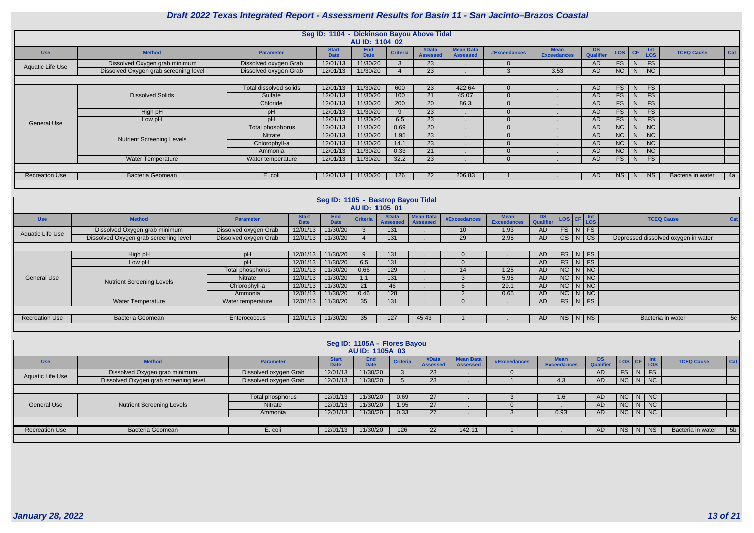# Draft 2022 Texas Integrated Report - Assessment Results for Basin 11 - San Jacinto–Brazos Coastal

## Seg ID: 1104 - Dickinson Bayou Above Tidal

### AU ID: 1104_02

| Use | Method | Parameter | Start Date | End Date | Criteria | #Data Assessed | Mean Data Assessed | #Exceedances | Mean Exceedances | DS Qualifier | LOS | CF | Int LOS | TCEQ Cause | Cat |
|---|---|---|---|---|---|---|---|---|---|---|---|---|---|---|---|
| Aquatic Life Use | Dissolved Oxygen grab minimum | Dissolved oxygen Grab | 12/01/13 | 11/30/20 | 3 | 23 | . | 0 | . | AD | FS | N | FS | | |
| | Dissolved Oxygen grab screening level | Dissolved oxygen Grab | 12/01/13 | 11/30/20 | 4 | 23 | . | 3 | 3.53 | AD | NC | N | NC | | |
| General Use | Dissolved Solids | Total dissolved solids | 12/01/13 | 11/30/20 | 600 | 23 | 422.64 | 0 | . | AD | FS | N | FS | | |
| | | Sulfate | 12/01/13 | 11/30/20 | 100 | 21 | 45.07 | 0 | . | AD | FS | N | FS | | |
| | | Chloride | 12/01/13 | 11/30/20 | 200 | 20 | 86.3 | 0 | . | AD | FS | N | FS | | |
| | High pH | pH | 12/01/13 | 11/30/20 | 9 | 23 | . | 0 | . | AD | FS | N | FS | | |
| | Low pH | pH | 12/01/13 | 11/30/20 | 6.5 | 23 | . | 0 | . | AD | FS | N | FS | | |
| | Nutrient Screening Levels | Total phosphorus | 12/01/13 | 11/30/20 | 0.69 | 20 | . | 0 | . | AD | NC | N | NC | | |
| | | Nitrate | 12/01/13 | 11/30/20 | 1.95 | 23 | . | 0 | . | AD | NC | N | NC | | |
| | | Chlorophyll-a | 12/01/13 | 11/30/20 | 14.1 | 23 | . | 0 | . | AD | NC | N | NC | | |
| | | Ammonia | 12/01/13 | 11/30/20 | 0.33 | 21 | . | 0 | . | AD | NC | N | NC | | |
| | Water Temperature | Water temperature | 12/01/13 | 11/30/20 | 32.2 | 23 | . | 0 | . | AD | FS | N | FS | | |
| Recreation Use | Bacteria Geomean | E. coli | 12/01/13 | 11/30/20 | 126 | 22 | 206.83 | 1 | . | AD | NS | N | NS | Bacteria in water | 4a |

## Seg ID: 1105 - Bastrop Bayou Tidal

### AU ID: 1105_01

| Use | Method | Parameter | Start Date | End Date | Criteria | #Data Assessed | Mean Data Assessed | #Exceedances | Mean Exceedances | DS Qualifier | LOS | CF | Int LOS | TCEQ Cause | Cat |
|---|---|---|---|---|---|---|---|---|---|---|---|---|---|---|---|
| Aquatic Life Use | Dissolved Oxygen grab minimum | Dissolved oxygen Grab | 12/01/13 | 11/30/20 | 3 | 131 | . | 10 | 1.93 | AD | FS | N | FS | | |
| | Dissolved Oxygen grab screening level | Dissolved oxygen Grab | 12/01/13 | 11/30/20 | 4 | 131 | . | 29 | 2.95 | AD | CS | N | CS | Depressed dissolved oxygen in water | |
| General Use | High pH | pH | 12/01/13 | 11/30/20 | 9 | 131 | . | 0 | . | AD | FS | N | FS | | |
| | Low pH | pH | 12/01/13 | 11/30/20 | 6.5 | 131 | . | 0 | . | AD | FS | N | FS | | |
| | Nutrient Screening Levels | Total phosphorus | 12/01/13 | 11/30/20 | 0.66 | 129 | . | 14 | 1.25 | AD | NC | N | NC | | |
| | | Nitrate | 12/01/13 | 11/30/20 | 1.1 | 131 | . | 3 | 5.95 | AD | NC | N | NC | | |
| | | Chlorophyll-a | 12/01/13 | 11/30/20 | 21 | 46 | . | 6 | 29.1 | AD | NC | N | NC | | |
| | | Ammonia | 12/01/13 | 11/30/20 | 0.46 | 128 | . | 2 | 0.65 | AD | NC | N | NC | | |
| | Water Temperature | Water temperature | 12/01/13 | 11/30/20 | 35 | 131 | . | 0 | . | AD | FS | N | FS | | |
| Recreation Use | Bacteria Geomean | Enterococcus | 12/01/13 | 11/30/20 | 35 | 127 | 45.43 | 1 | . | AD | NS | N | NS | Bacteria in water | 5c |

## Seg ID: 1105A - Flores Bayou

### AU ID: 1105A_03

| Use | Method | Parameter | Start Date | End Date | Criteria | #Data Assessed | Mean Data Assessed | #Exceedances | Mean Exceedances | DS Qualifier | LOS | CF | Int LOS | TCEQ Cause | Cat |
|---|---|---|---|---|---|---|---|---|---|---|---|---|---|---|---|
| Aquatic Life Use | Dissolved Oxygen grab minimum | Dissolved oxygen Grab | 12/01/13 | 11/30/20 | 3 | 23 | . | 0 | . | AD | FS | N | FS | | |
| | Dissolved Oxygen grab screening level | Dissolved oxygen Grab | 12/01/13 | 11/30/20 | 4 | 23 | . | 1 | 4.3 | AD | NC | N | NC | | |
| General Use | Nutrient Screening Levels | Total phosphorus | 12/01/13 | 11/30/20 | 0.69 | 27 | . | 3 | 1.6 | AD | NC | N | NC | | |
| | | Nitrate | 12/01/13 | 11/30/20 | 1.95 | 27 | . | 0 | . | AD | NC | N | NC | | |
| | | Ammonia | 12/01/13 | 11/30/20 | 0.33 | 27 | . | 3 | 0.93 | AD | NC | N | NC | | |
| Recreation Use | Bacteria Geomean | E. coli | 12/01/13 | 11/30/20 | 126 | 22 | 142.11 | 1 | . | AD | NS | N | NS | Bacteria in water | 5b |

*January 28, 2022*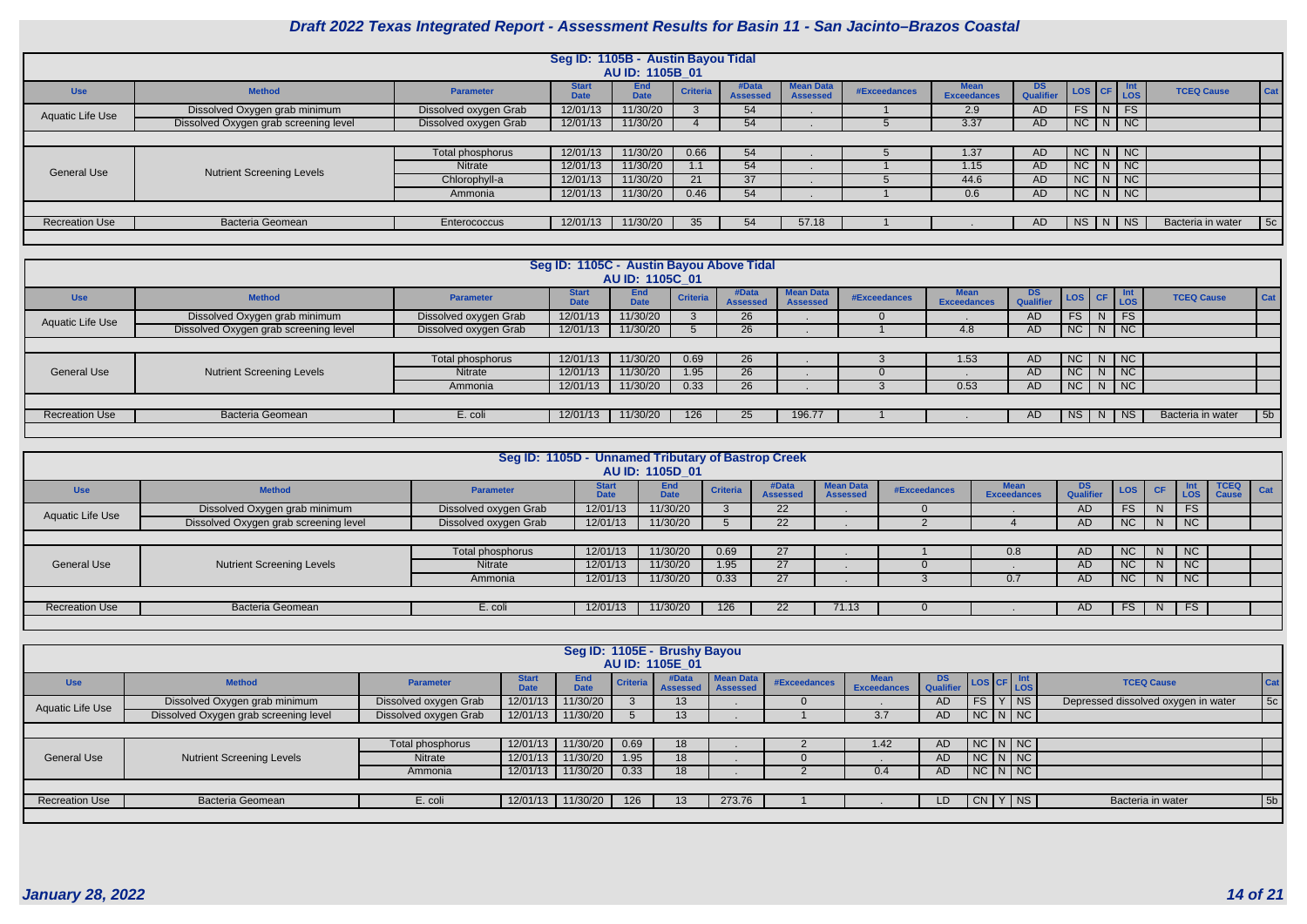# Draft 2022 Texas Integrated Report - Assessment Results for Basin 11 - San Jacinto–Brazos Coastal

## Seg ID: 1105B - Austin Bayou Tidal

### AU ID: 1105B_01

| Use | Method | Parameter | Start Date | End Date | Criteria | #Data Assessed | Mean Data Assessed | #Exceedances | Mean Exceedances | DS Qualifier | LOS | CF | Int LOS | TCEQ Cause | Cat |
|---|---|---|---|---|---|---|---|---|---|---|---|---|---|---|---|
| Aquatic Life Use | Dissolved Oxygen grab minimum | Dissolved oxygen Grab | 12/01/13 | 11/30/20 | 3 | 54 | . | 1 | 2.9 | AD | FS | N | FS | | |
| | Dissolved Oxygen grab screening level | Dissolved oxygen Grab | 12/01/13 | 11/30/20 | 4 | 54 | . | 5 | 3.37 | AD | NC | N | NC | | |
| General Use | Nutrient Screening Levels | Total phosphorus | 12/01/13 | 11/30/20 | 0.66 | 54 | . | 5 | 1.37 | AD | NC | N | NC | | |
| | | Nitrate | 12/01/13 | 11/30/20 | 1.1 | 54 | . | 1 | 1.15 | AD | NC | N | NC | | |
| | | Chlorophyll-a | 12/01/13 | 11/30/20 | 21 | 37 | . | 5 | 44.6 | AD | NC | N | NC | | |
| | | Ammonia | 12/01/13 | 11/30/20 | 0.46 | 54 | . | 1 | 0.6 | AD | NC | N | NC | | |
| Recreation Use | Bacteria Geomean | Enterococcus | 12/01/13 | 11/30/20 | 35 | 54 | 57.18 | 1 | . | AD | NS | N | NS | Bacteria in water | 5c |

## Seg ID: 1105C - Austin Bayou Above Tidal

### AU ID: 1105C_01

| Use | Method | Parameter | Start Date | End Date | Criteria | #Data Assessed | Mean Data Assessed | #Exceedances | Mean Exceedances | DS Qualifier | LOS | CF | Int LOS | TCEQ Cause | Cat |
|---|---|---|---|---|---|---|---|---|---|---|---|---|---|---|---|
| Aquatic Life Use | Dissolved Oxygen grab minimum | Dissolved oxygen Grab | 12/01/13 | 11/30/20 | 3 | 26 | . | 0 | . | AD | FS | N | FS | | |
| | Dissolved Oxygen grab screening level | Dissolved oxygen Grab | 12/01/13 | 11/30/20 | 5 | 26 | . | 1 | 4.8 | AD | NC | N | NC | | |
| General Use | Nutrient Screening Levels | Total phosphorus | 12/01/13 | 11/30/20 | 0.69 | 26 | . | 3 | 1.53 | AD | NC | N | NC | | |
| | | Nitrate | 12/01/13 | 11/30/20 | 1.95 | 26 | . | 0 | . | AD | NC | N | NC | | |
| | | Ammonia | 12/01/13 | 11/30/20 | 0.33 | 26 | . | 3 | 0.53 | AD | NC | N | NC | | |
| Recreation Use | Bacteria Geomean | E. coli | 12/01/13 | 11/30/20 | 126 | 25 | 196.77 | 1 | . | AD | NS | N | NS | Bacteria in water | 5b |

## Seg ID: 1105D - Unnamed Tributary of Bastrop Creek

### AU ID: 1105D_01

| Use | Method | Parameter | Start Date | End Date | Criteria | #Data Assessed | Mean Data Assessed | #Exceedances | Mean Exceedances | DS Qualifier | LOS | CF | Int LOS | TCEQ Cause | Cat |
|---|---|---|---|---|---|---|---|---|---|---|---|---|---|---|---|
| Aquatic Life Use | Dissolved Oxygen grab minimum | Dissolved oxygen Grab | 12/01/13 | 11/30/20 | 3 | 22 | . | 0 | . | AD | FS | N | FS | | |
| | Dissolved Oxygen grab screening level | Dissolved oxygen Grab | 12/01/13 | 11/30/20 | 5 | 22 | . | 2 | 4 | AD | NC | N | NC | | |
| General Use | Nutrient Screening Levels | Total phosphorus | 12/01/13 | 11/30/20 | 0.69 | 27 | . | 1 | 0.8 | AD | NC | N | NC | | |
| | | Nitrate | 12/01/13 | 11/30/20 | 1.95 | 27 | . | 0 | . | AD | NC | N | NC | | |
| | | Ammonia | 12/01/13 | 11/30/20 | 0.33 | 27 | . | 3 | 0.7 | AD | NC | N | NC | | |
| Recreation Use | Bacteria Geomean | E. coli | 12/01/13 | 11/30/20 | 126 | 22 | 71.13 | 0 | . | AD | FS | N | FS | | |

## Seg ID: 1105E - Brushy Bayou

### AU ID: 1105E_01

| Use | Method | Parameter | Start Date | End Date | Criteria | #Data Assessed | Mean Data Assessed | #Exceedances | Mean Exceedances | DS Qualifier | LOS | CF | Int LOS | TCEQ Cause | Cat |
|---|---|---|---|---|---|---|---|---|---|---|---|---|---|---|---|
| Aquatic Life Use | Dissolved Oxygen grab minimum | Dissolved oxygen Grab | 12/01/13 | 11/30/20 | 3 | 13 | . | 0 | . | AD | FS | Y | NS | Depressed dissolved oxygen in water | 5c |
| | Dissolved Oxygen grab screening level | Dissolved oxygen Grab | 12/01/13 | 11/30/20 | 5 | 13 | . | 1 | 3.7 | AD | NC | N | NC | | |
| General Use | Nutrient Screening Levels | Total phosphorus | 12/01/13 | 11/30/20 | 0.69 | 18 | . | 2 | 1.42 | AD | NC | N | NC | | |
| | | Nitrate | 12/01/13 | 11/30/20 | 1.95 | 18 | . | 0 | . | AD | NC | N | NC | | |
| | | Ammonia | 12/01/13 | 11/30/20 | 0.33 | 18 | . | 2 | 0.4 | AD | NC | N | NC | | |
| Recreation Use | Bacteria Geomean | E. coli | 12/01/13 | 11/30/20 | 126 | 13 | 273.76 | 1 | . | LD | CN | Y | NS | Bacteria in water | 5b |

January 28, 2022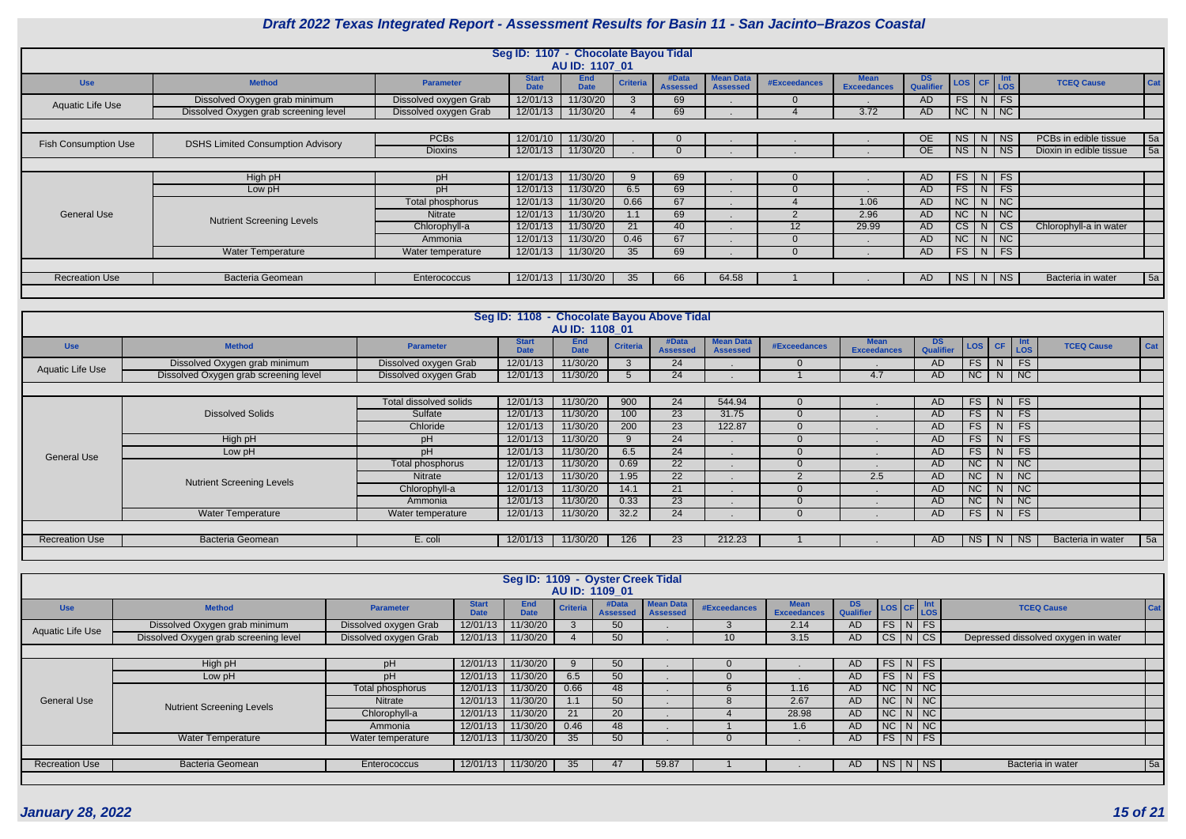# Draft 2022 Texas Integrated Report - Assessment Results for Basin 11 - San Jacinto–Brazos Coastal

## Seg ID: 1107 - Chocolate Bayou Tidal
### AU ID: 1107_01

| Use | Method | Parameter | Start Date | End Date | Criteria | #Data Assessed | Mean Data Assessed | #Exceedances | Mean Exceedances | DS Qualifier | LOS | CF | Int LOS | TCEQ Cause | Cat |
|---|---|---|---|---|---|---|---|---|---|---|---|---|---|---|---|
| Aquatic Life Use | Dissolved Oxygen grab minimum | Dissolved oxygen Grab | 12/01/13 | 11/30/20 | 3 | 69 | . | 0 | . | AD | FS | N | FS | | |
| | Dissolved Oxygen grab screening level | Dissolved oxygen Grab | 12/01/13 | 11/30/20 | 4 | 69 | . | 4 | 3.72 | AD | NC | N | NC | | |
| Fish Consumption Use | DSHS Limited Consumption Advisory | PCBs | 12/01/10 | 11/30/20 | . | 0 | . | . | . | OE | NS | N | NS | PCBs in edible tissue | 5a |
| | | Dioxins | 12/01/13 | 11/30/20 | . | 0 | . | . | . | OE | NS | N | NS | Dioxin in edible tissue | 5a |
| General Use | High pH | pH | 12/01/13 | 11/30/20 | 9 | 69 | . | 0 | . | AD | FS | N | FS | | |
| | Low pH | pH | 12/01/13 | 11/30/20 | 6.5 | 69 | . | 0 | . | AD | FS | N | FS | | |
| | Nutrient Screening Levels | Total phosphorus | 12/01/13 | 11/30/20 | 0.66 | 67 | . | 4 | 1.06 | AD | NC | N | NC | | |
| | | Nitrate | 12/01/13 | 11/30/20 | 1.1 | 69 | . | 2 | 2.96 | AD | NC | N | NC | | |
| | | Chlorophyll-a | 12/01/13 | 11/30/20 | 21 | 40 | . | 12 | 29.99 | AD | CS | N | CS | Chlorophyll-a in water | |
| | | Ammonia | 12/01/13 | 11/30/20 | 0.46 | 67 | . | 0 | . | AD | NC | N | NC | | |
| | Water Temperature | Water temperature | 12/01/13 | 11/30/20 | 35 | 69 | . | 0 | . | AD | FS | N | FS | | |
| Recreation Use | Bacteria Geomean | Enterococcus | 12/01/13 | 11/30/20 | 35 | 66 | 64.58 | 1 | . | AD | NS | N | NS | Bacteria in water | 5a |

## Seg ID: 1108 - Chocolate Bayou Above Tidal
### AU ID: 1108_01

| Use | Method | Parameter | Start Date | End Date | Criteria | #Data Assessed | Mean Data Assessed | #Exceedances | Mean Exceedances | DS Qualifier | LOS | CF | Int LOS | TCEQ Cause | Cat |
|---|---|---|---|---|---|---|---|---|---|---|---|---|---|---|---|
| Aquatic Life Use | Dissolved Oxygen grab minimum | Dissolved oxygen Grab | 12/01/13 | 11/30/20 | 3 | 24 | . | 0 | . | AD | FS | N | FS | | |
| | Dissolved Oxygen grab screening level | Dissolved oxygen Grab | 12/01/13 | 11/30/20 | 5 | 24 | . | 1 | 4.7 | AD | NC | N | NC | | |
| General Use | Dissolved Solids | Total dissolved solids | 12/01/13 | 11/30/20 | 900 | 24 | 544.94 | 0 | . | AD | FS | N | FS | | |
| | | Sulfate | 12/01/13 | 11/30/20 | 100 | 23 | 31.75 | 0 | . | AD | FS | N | FS | | |
| | | Chloride | 12/01/13 | 11/30/20 | 200 | 23 | 122.87 | 0 | . | AD | FS | N | FS | | |
| | High pH | pH | 12/01/13 | 11/30/20 | 9 | 24 | . | 0 | . | AD | FS | N | FS | | |
| | Low pH | pH | 12/01/13 | 11/30/20 | 6.5 | 24 | . | 0 | . | AD | FS | N | FS | | |
| | Nutrient Screening Levels | Total phosphorus | 12/01/13 | 11/30/20 | 0.69 | 22 | . | 0 | . | AD | NC | N | NC | | |
| | | Nitrate | 12/01/13 | 11/30/20 | 1.95 | 22 | . | 2 | 2.5 | AD | NC | N | NC | | |
| | | Chlorophyll-a | 12/01/13 | 11/30/20 | 14.1 | 21 | . | 0 | . | AD | NC | N | NC | | |
| | | Ammonia | 12/01/13 | 11/30/20 | 0.33 | 23 | . | 0 | . | AD | NC | N | NC | | |
| | Water Temperature | Water temperature | 12/01/13 | 11/30/20 | 32.2 | 24 | . | 0 | . | AD | FS | N | FS | | |
| Recreation Use | Bacteria Geomean | E. coli | 12/01/13 | 11/30/20 | 126 | 23 | 212.23 | 1 | . | AD | NS | N | NS | Bacteria in water | 5a |

## Seg ID: 1109 - Oyster Creek Tidal
### AU ID: 1109_01

| Use | Method | Parameter | Start Date | End Date | Criteria | #Data Assessed | Mean Data Assessed | #Exceedances | Mean Exceedances | DS Qualifier | LOS | CF | Int LOS | TCEQ Cause | Cat |
|---|---|---|---|---|---|---|---|---|---|---|---|---|---|---|---|
| Aquatic Life Use | Dissolved Oxygen grab minimum | Dissolved oxygen Grab | 12/01/13 | 11/30/20 | 3 | 50 | . | 3 | 2.14 | AD | FS | N | FS | | |
| | Dissolved Oxygen grab screening level | Dissolved oxygen Grab | 12/01/13 | 11/30/20 | 4 | 50 | . | 10 | 3.15 | AD | CS | N | CS | Depressed dissolved oxygen in water | |
| General Use | High pH | pH | 12/01/13 | 11/30/20 | 9 | 50 | . | 0 | . | AD | FS | N | FS | | |
| | Low pH | pH | 12/01/13 | 11/30/20 | 6.5 | 50 | . | 0 | . | AD | FS | N | FS | | |
| | Nutrient Screening Levels | Total phosphorus | 12/01/13 | 11/30/20 | 0.66 | 48 | . | 6 | 1.16 | AD | NC | N | NC | | |
| | | Nitrate | 12/01/13 | 11/30/20 | 1.1 | 50 | . | 8 | 2.67 | AD | NC | N | NC | | |
| | | Chlorophyll-a | 12/01/13 | 11/30/20 | 21 | 20 | . | 4 | 28.98 | AD | NC | N | NC | | |
| | | Ammonia | 12/01/13 | 11/30/20 | 0.46 | 48 | . | 1 | 1.6 | AD | NC | N | NC | | |
| | Water Temperature | Water temperature | 12/01/13 | 11/30/20 | 35 | 50 | . | 0 | . | AD | FS | N | FS | | |
| Recreation Use | Bacteria Geomean | Enterococcus | 12/01/13 | 11/30/20 | 35 | 47 | 59.87 | 1 | . | AD | NS | N | NS | Bacteria in water | 5a |

*January 28, 2022*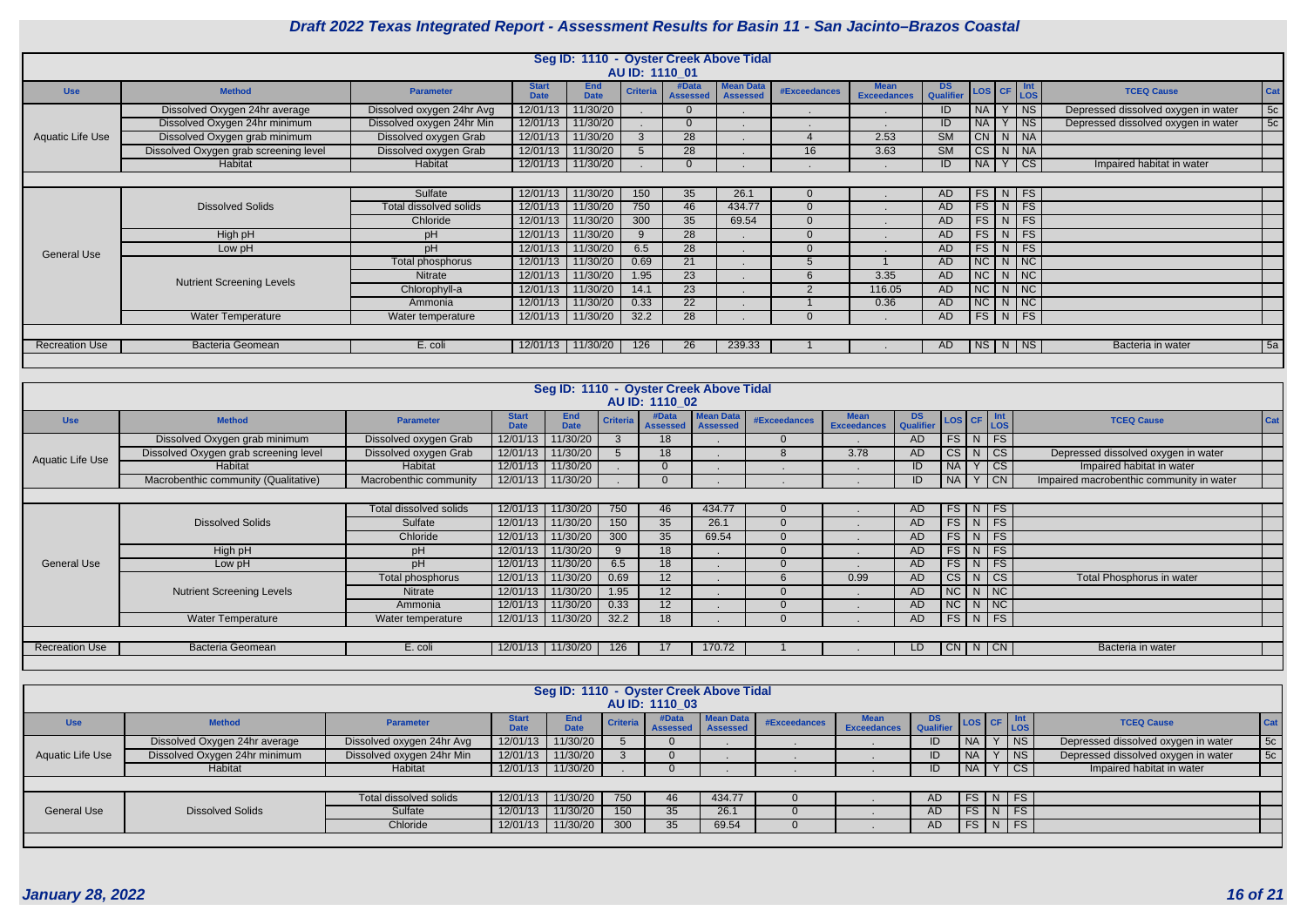# Draft 2022 Texas Integrated Report - Assessment Results for Basin 11 - San Jacinto–Brazos Coastal

## Seg ID: 1110 - Oyster Creek Above Tidal
### AU ID: 1110_01

| Use | Method | Parameter | Start Date | End Date | Criteria | #Data Assessed | Mean Data Assessed | #Exceedances | Mean Exceedances | DS Qualifier | LOS | CF | Int LOS | TCEQ Cause | Cat |
|---|---|---|---|---|---|---|---|---|---|---|---|---|---|---|---|
| Aquatic Life Use | Dissolved Oxygen 24hr average | Dissolved oxygen 24hr Avg | 12/01/13 | 11/30/20 | . | 0 | . | . | . | ID | NA | Y | NS | Depressed dissolved oxygen in water | 5c |
| | Dissolved Oxygen 24hr minimum | Dissolved oxygen 24hr Min | 12/01/13 | 11/30/20 | . | 0 | . | . | . | ID | NA | Y | NS | Depressed dissolved oxygen in water | 5c |
| | Dissolved Oxygen grab minimum | Dissolved oxygen Grab | 12/01/13 | 11/30/20 | 3 | 28 | . | 4 | 2.53 | SM | CN | N | NA | | |
| | Dissolved Oxygen grab screening level | Dissolved oxygen Grab | 12/01/13 | 11/30/20 | 5 | 28 | . | 16 | 3.63 | SM | CS | N | NA | | |
| | Habitat | Habitat | 12/01/13 | 11/30/20 | . | 0 | . | . | . | ID | NA | Y | CS | Impaired habitat in water | |
| General Use | Dissolved Solids | Sulfate | 12/01/13 | 11/30/20 | 150 | 35 | 26.1 | 0 | . | AD | FS | N | FS | | |
| | | Total dissolved solids | 12/01/13 | 11/30/20 | 750 | 46 | 434.77 | 0 | . | AD | FS | N | FS | | |
| | | Chloride | 12/01/13 | 11/30/20 | 300 | 35 | 69.54 | 0 | . | AD | FS | N | FS | | |
| | High pH | pH | 12/01/13 | 11/30/20 | 9 | 28 | . | 0 | . | AD | FS | N | FS | | |
| | Low pH | pH | 12/01/13 | 11/30/20 | 6.5 | 28 | . | 0 | . | AD | FS | N | FS | | |
| | Nutrient Screening Levels | Total phosphorus | 12/01/13 | 11/30/20 | 0.69 | 21 | . | 5 | 1 | AD | NC | N | NC | | |
| | | Nitrate | 12/01/13 | 11/30/20 | 1.95 | 23 | . | 6 | 3.35 | AD | NC | N | NC | | |
| | | Chlorophyll-a | 12/01/13 | 11/30/20 | 14.1 | 23 | . | 2 | 116.05 | AD | NC | N | NC | | |
| | | Ammonia | 12/01/13 | 11/30/20 | 0.33 | 22 | . | 1 | 0.36 | AD | NC | N | NC | | |
| | Water Temperature | Water temperature | 12/01/13 | 11/30/20 | 32.2 | 28 | . | 0 | . | AD | FS | N | FS | | |
| Recreation Use | Bacteria Geomean | E. coli | 12/01/13 | 11/30/20 | 126 | 26 | 239.33 | 1 | . | AD | NS | N | NS | Bacteria in water | 5a |

## Seg ID: 1110 - Oyster Creek Above Tidal
### AU ID: 1110_02

| Use | Method | Parameter | Start Date | End Date | Criteria | #Data Assessed | Mean Data Assessed | #Exceedances | Mean Exceedances | DS Qualifier | LOS | CF | Int LOS | TCEQ Cause | Cat |
|---|---|---|---|---|---|---|---|---|---|---|---|---|---|---|---|
| Aquatic Life Use | Dissolved Oxygen grab minimum | Dissolved oxygen Grab | 12/01/13 | 11/30/20 | 3 | 18 | . | 0 | . | AD | FS | N | FS | | |
| | Dissolved Oxygen grab screening level | Dissolved oxygen Grab | 12/01/13 | 11/30/20 | 5 | 18 | . | 8 | 3.78 | AD | CS | N | CS | Depressed dissolved oxygen in water | |
| | Habitat | Habitat | 12/01/13 | 11/30/20 | . | 0 | . | . | . | ID | NA | Y | CS | Impaired habitat in water | |
| | Macrobenthic community (Qualitative) | Macrobenthic community | 12/01/13 | 11/30/20 | . | 0 | . | . | . | ID | NA | Y | CN | Impaired macrobenthic community in water | |
| General Use | Dissolved Solids | Total dissolved solids | 12/01/13 | 11/30/20 | 750 | 46 | 434.77 | 0 | . | AD | FS | N | FS | | |
| | | Sulfate | 12/01/13 | 11/30/20 | 150 | 35 | 26.1 | 0 | . | AD | FS | N | FS | | |
| | | Chloride | 12/01/13 | 11/30/20 | 300 | 35 | 69.54 | 0 | . | AD | FS | N | FS | | |
| | High pH | pH | 12/01/13 | 11/30/20 | 9 | 18 | . | 0 | . | AD | FS | N | FS | | |
| | Low pH | pH | 12/01/13 | 11/30/20 | 6.5 | 18 | . | 0 | . | AD | FS | N | FS | | |
| | Nutrient Screening Levels | Total phosphorus | 12/01/13 | 11/30/20 | 0.69 | 12 | . | 6 | 0.99 | AD | CS | N | CS | Total Phosphorus in water | |
| | | Nitrate | 12/01/13 | 11/30/20 | 1.95 | 12 | . | 0 | . | AD | NC | N | NC | | |
| | | Ammonia | 12/01/13 | 11/30/20 | 0.33 | 12 | . | 0 | . | AD | NC | N | NC | | |
| | Water Temperature | Water temperature | 12/01/13 | 11/30/20 | 32.2 | 18 | . | 0 | . | AD | FS | N | FS | | |
| Recreation Use | Bacteria Geomean | E. coli | 12/01/13 | 11/30/20 | 126 | 17 | 170.72 | 1 | . | LD | CN | N | CN | Bacteria in water | |

## Seg ID: 1110 - Oyster Creek Above Tidal
### AU ID: 1110_03

| Use | Method | Parameter | Start Date | End Date | Criteria | #Data Assessed | Mean Data Assessed | #Exceedances | Mean Exceedances | DS Qualifier | LOS | CF | Int LOS | TCEQ Cause | Cat |
|---|---|---|---|---|---|---|---|---|---|---|---|---|---|---|---|
| Aquatic Life Use | Dissolved Oxygen 24hr average | Dissolved oxygen 24hr Avg | 12/01/13 | 11/30/20 | 5 | 0 | . | . | . | ID | NA | Y | NS | Depressed dissolved oxygen in water | 5c |
| | Dissolved Oxygen 24hr minimum | Dissolved oxygen 24hr Min | 12/01/13 | 11/30/20 | 3 | 0 | . | . | . | ID | NA | Y | NS | Depressed dissolved oxygen in water | 5c |
| | Habitat | Habitat | 12/01/13 | 11/30/20 | . | 0 | . | . | . | ID | NA | Y | CS | Impaired habitat in water | |
| General Use | Dissolved Solids | Total dissolved solids | 12/01/13 | 11/30/20 | 750 | 46 | 434.77 | 0 | . | AD | FS | N | FS | | |
| | | Sulfate | 12/01/13 | 11/30/20 | 150 | 35 | 26.1 | 0 | . | AD | FS | N | FS | | |
| | | Chloride | 12/01/13 | 11/30/20 | 300 | 35 | 69.54 | 0 | . | AD | FS | N | FS | | |

*January 28, 2022*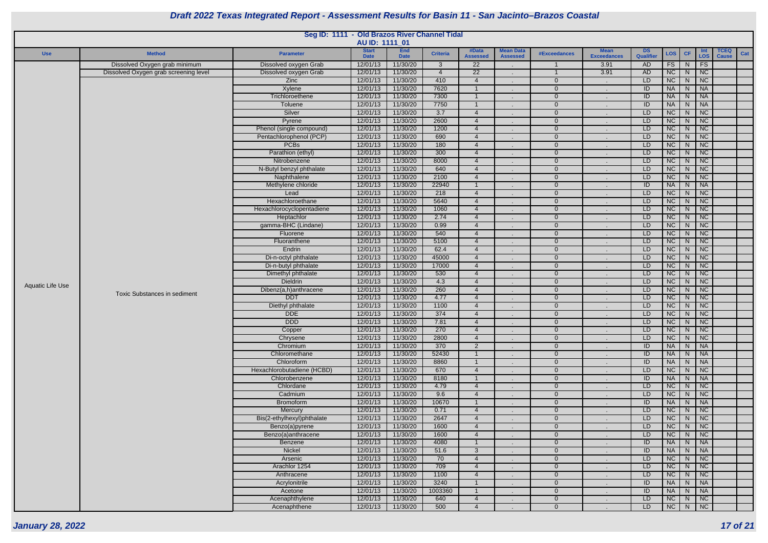# Draft 2022 Texas Integrated Report - Assessment Results for Basin 11 - San Jacinto–Brazos Coastal

## Seg ID: 1111 - Old Brazos River Channel Tidal

### AU ID: 1111_01

| Use | Method | Parameter | Start Date | End Date | Criteria | #Data Assessed | Mean Data Assessed | #Exceedances | Mean Exceedances | DS Qualifier | LOS | CF | Int LOS | TCEQ Cause | Cat |
|---|---|---|---|---|---|---|---|---|---|---|---|---|---|---|---|
| Aquatic Life Use | Dissolved Oxygen grab minimum | Dissolved oxygen Grab | 12/01/13 | 11/30/20 | 3 | 22 | . | 1 | 3.91 | AD | FS | N | FS | | |
| | Dissolved Oxygen grab screening level | Dissolved oxygen Grab | 12/01/13 | 11/30/20 | 4 | 22 | . | 1 | 3.91 | AD | NC | N | NC | | |
| | Toxic Substances in sediment | Zinc | 12/01/13 | 11/30/20 | 410 | 4 | . | 0 | . | LD | NC | N | NC | | |
| | | Xylene | 12/01/13 | 11/30/20 | 7620 | 1 | . | 0 | . | ID | NA | N | NA | | |
| | | Trichloroethene | 12/01/13 | 11/30/20 | 7300 | 1 | . | 0 | . | ID | NA | N | NA | | |
| | | Toluene | 12/01/13 | 11/30/20 | 7750 | 1 | . | 0 | . | ID | NA | N | NA | | |
| | | Silver | 12/01/13 | 11/30/20 | 3.7 | 4 | . | 0 | . | LD | NC | N | NC | | |
| | | Pyrene | 12/01/13 | 11/30/20 | 2600 | 4 | . | 0 | . | LD | NC | N | NC | | |
| | | Phenol (single compound) | 12/01/13 | 11/30/20 | 1200 | 4 | . | 0 | . | LD | NC | N | NC | | |
| | | Pentachlorophenol (PCP) | 12/01/13 | 11/30/20 | 690 | 4 | . | 0 | . | LD | NC | N | NC | | |
| | | PCBs | 12/01/13 | 11/30/20 | 180 | 4 | . | 0 | . | LD | NC | N | NC | | |
| | | Parathion (ethyl) | 12/01/13 | 11/30/20 | 300 | 4 | . | 0 | . | LD | NC | N | NC | | |
| | | Nitrobenzene | 12/01/13 | 11/30/20 | 8000 | 4 | . | 0 | . | LD | NC | N | NC | | |
| | | N-Butyl benzyl phthalate | 12/01/13 | 11/30/20 | 640 | 4 | . | 0 | . | LD | NC | N | NC | | |
| | | Naphthalene | 12/01/13 | 11/30/20 | 2100 | 4 | . | 0 | . | LD | NC | N | NC | | |
| | | Methylene chloride | 12/01/13 | 11/30/20 | 22940 | 1 | . | 0 | . | ID | NA | N | NA | | |
| | | Lead | 12/01/13 | 11/30/20 | 218 | 4 | . | 0 | . | LD | NC | N | NC | | |
| | | Hexachloroethane | 12/01/13 | 11/30/20 | 5640 | 4 | . | 0 | . | LD | NC | N | NC | | |
| | | Hexachlorocyclopentadiene | 12/01/13 | 11/30/20 | 1060 | 4 | . | 0 | . | LD | NC | N | NC | | |
| | | Heptachlor | 12/01/13 | 11/30/20 | 2.74 | 4 | . | 0 | . | LD | NC | N | NC | | |
| | | gamma-BHC (Lindane) | 12/01/13 | 11/30/20 | 0.99 | 4 | . | 0 | . | LD | NC | N | NC | | |
| | | Fluorene | 12/01/13 | 11/30/20 | 540 | 4 | . | 0 | . | LD | NC | N | NC | | |
| | | Fluoranthene | 12/01/13 | 11/30/20 | 5100 | 4 | . | 0 | . | LD | NC | N | NC | | |
| | | Endrin | 12/01/13 | 11/30/20 | 62.4 | 4 | . | 0 | . | LD | NC | N | NC | | |
| | | Di-n-octyl phthalate | 12/01/13 | 11/30/20 | 45000 | 4 | . | 0 | . | LD | NC | N | NC | | |
| | | Di-n-butyl phthalate | 12/01/13 | 11/30/20 | 17000 | 4 | . | 0 | . | LD | NC | N | NC | | |
| | | Dimethyl phthalate | 12/01/13 | 11/30/20 | 530 | 4 | . | 0 | . | LD | NC | N | NC | | |
| | | Dieldrin | 12/01/13 | 11/30/20 | 4.3 | 4 | . | 0 | . | LD | NC | N | NC | | |
| | | Dibenz(a,h)anthracene | 12/01/13 | 11/30/20 | 260 | 4 | . | 0 | . | LD | NC | N | NC | | |
| | | DDT | 12/01/13 | 11/30/20 | 4.77 | 4 | . | 0 | . | LD | NC | N | NC | | |
| | | Diethyl phthalate | 12/01/13 | 11/30/20 | 1100 | 4 | . | 0 | . | LD | NC | N | NC | | |
| | | DDE | 12/01/13 | 11/30/20 | 374 | 4 | . | 0 | . | LD | NC | N | NC | | |
| | | DDD | 12/01/13 | 11/30/20 | 7.81 | 4 | . | 0 | . | LD | NC | N | NC | | |
| | | Copper | 12/01/13 | 11/30/20 | 270 | 4 | . | 0 | . | LD | NC | N | NC | | |
| | | Chrysene | 12/01/13 | 11/30/20 | 2800 | 4 | . | 0 | . | LD | NC | N | NC | | |
| | | Chromium | 12/01/13 | 11/30/20 | 370 | 2 | . | 0 | . | ID | NA | N | NA | | |
| | | Chloromethane | 12/01/13 | 11/30/20 | 52430 | 1 | . | 0 | . | ID | NA | N | NA | | |
| | | Chloroform | 12/01/13 | 11/30/20 | 8860 | 1 | . | 0 | . | ID | NA | N | NA | | |
| | | Hexachlorobutadiene (HCBD) | 12/01/13 | 11/30/20 | 670 | 4 | . | 0 | . | LD | NC | N | NC | | |
| | | Chlorobenzene | 12/01/13 | 11/30/20 | 8180 | 1 | . | 0 | . | ID | NA | N | NA | | |
| | | Chlordane | 12/01/13 | 11/30/20 | 4.79 | 4 | . | 0 | . | LD | NC | N | NC | | |
| | | Cadmium | 12/01/13 | 11/30/20 | 9.6 | 4 | . | 0 | . | LD | NC | N | NC | | |
| | | Bromoform | 12/01/13 | 11/30/20 | 10670 | 1 | . | 0 | . | ID | NA | N | NA | | |
| | | Mercury | 12/01/13 | 11/30/20 | 0.71 | 4 | . | 0 | . | LD | NC | N | NC | | |
| | | Bis(2-ethylhexyl)phthalate | 12/01/13 | 11/30/20 | 2647 | 4 | . | 0 | . | LD | NC | N | NC | | |
| | | Benzo(a)pyrene | 12/01/13 | 11/30/20 | 1600 | 4 | . | 0 | . | LD | NC | N | NC | | |
| | | Benzo(a)anthracene | 12/01/13 | 11/30/20 | 1600 | 4 | . | 0 | . | LD | NC | N | NC | | |
| | | Benzene | 12/01/13 | 11/30/20 | 4080 | 1 | . | 0 | . | ID | NA | N | NA | | |
| | | Nickel | 12/01/13 | 11/30/20 | 51.6 | 3 | . | 0 | . | ID | NA | N | NA | | |
| | | Arsenic | 12/01/13 | 11/30/20 | 70 | 4 | . | 0 | . | LD | NC | N | NC | | |
| | | Arachlor 1254 | 12/01/13 | 11/30/20 | 709 | 4 | . | 0 | . | LD | NC | N | NC | | |
| | | Anthracene | 12/01/13 | 11/30/20 | 1100 | 4 | . | 0 | . | LD | NC | N | NC | | |
| | | Acrylonitrile | 12/01/13 | 11/30/20 | 3240 | 1 | . | 0 | . | ID | NA | N | NA | | |
| | | Acetone | 12/01/13 | 11/30/20 | 1003360 | 1 | . | 0 | . | ID | NA | N | NA | | |
| | | Acenaphthylene | 12/01/13 | 11/30/20 | 640 | 4 | . | 0 | . | LD | NC | N | NC | | |
| | | Acenaphthene | 12/01/13 | 11/30/20 | 500 | 4 | . | 0 | . | LD | NC | N | NC | | |

*January 28, 2022*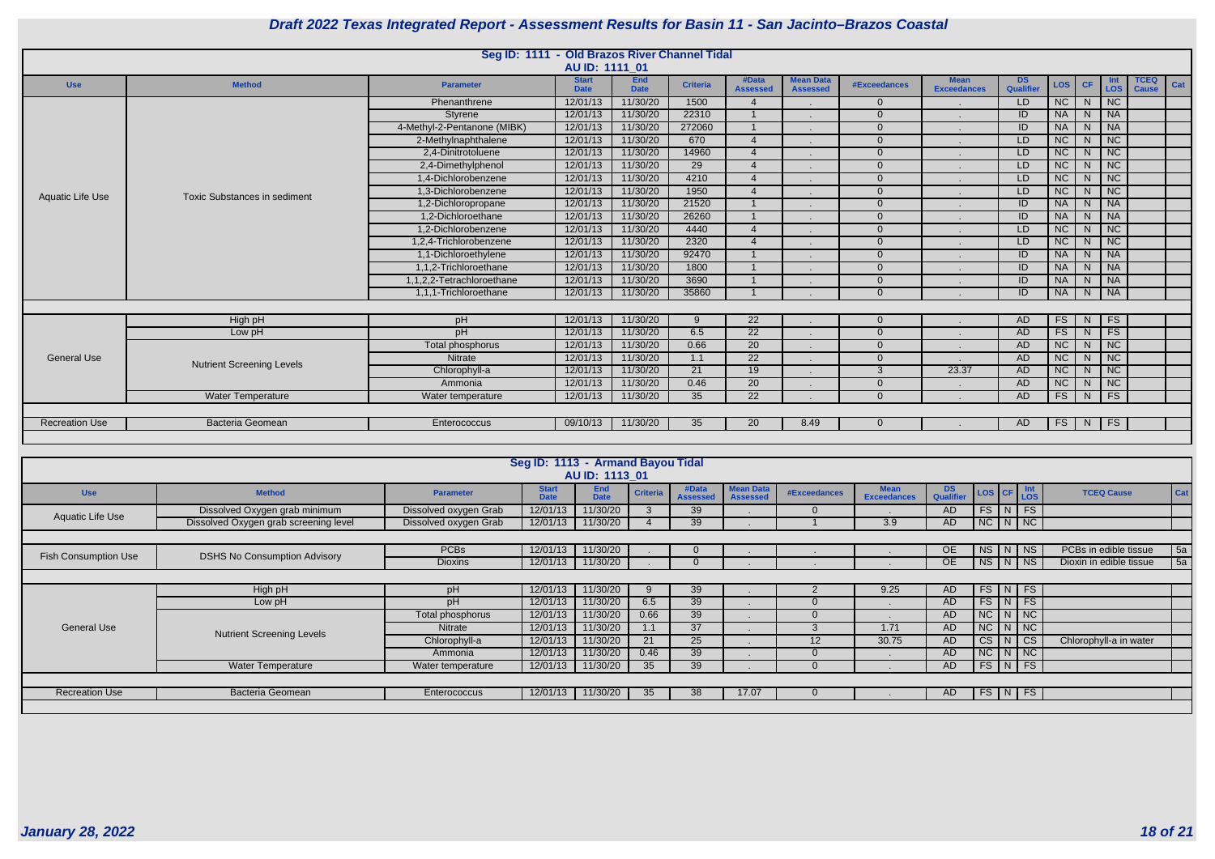# Draft 2022 Texas Integrated Report - Assessment Results for Basin 11 - San Jacinto–Brazos Coastal

## Seg ID: 1111 - Old Brazos River Channel Tidal

**AU ID: 1111_01**

| Use | Method | Parameter | Start Date | End Date | Criteria | #Data Assessed | Mean Data Assessed | #Exceedances | Mean Exceedances | DS Qualifier | LOS | CF | Int LOS | TCEQ Cause | Cat |
|---|---|---|---|---|---|---|---|---|---|---|---|---|---|---|---|
| Aquatic Life Use | Toxic Substances in sediment | Phenanthrene | 12/01/13 | 11/30/20 | 1500 | 4 | . | 0 | . | LD | NC | N | NC | | |
| | | Styrene | 12/01/13 | 11/30/20 | 22310 | 1 | . | 0 | . | ID | NA | N | NA | | |
| | | 4-Methyl-2-Pentanone (MIBK) | 12/01/13 | 11/30/20 | 272060 | 1 | . | 0 | . | ID | NA | N | NA | | |
| | | 2-Methylnaphthalene | 12/01/13 | 11/30/20 | 670 | 4 | . | 0 | . | LD | NC | N | NC | | |
| | | 2,4-Dinitrotoluene | 12/01/13 | 11/30/20 | 14960 | 4 | . | 0 | . | LD | NC | N | NC | | |
| | | 2,4-Dimethylphenol | 12/01/13 | 11/30/20 | 29 | 4 | . | 0 | . | LD | NC | N | NC | | |
| | | 1,4-Dichlorobenzene | 12/01/13 | 11/30/20 | 4210 | 4 | . | 0 | . | LD | NC | N | NC | | |
| | | 1,3-Dichlorobenzene | 12/01/13 | 11/30/20 | 1950 | 4 | . | 0 | . | LD | NC | N | NC | | |
| | | 1,2-Dichloropropane | 12/01/13 | 11/30/20 | 21520 | 1 | . | 0 | . | ID | NA | N | NA | | |
| | | 1,2-Dichloroethane | 12/01/13 | 11/30/20 | 26260 | 1 | . | 0 | . | ID | NA | N | NA | | |
| | | 1,2-Dichlorobenzene | 12/01/13 | 11/30/20 | 4440 | 4 | . | 0 | . | LD | NC | N | NC | | |
| | | 1,2,4-Trichlorobenzene | 12/01/13 | 11/30/20 | 2320 | 4 | . | 0 | . | LD | NC | N | NC | | |
| | | 1,1-Dichloroethylene | 12/01/13 | 11/30/20 | 92470 | 1 | . | 0 | . | ID | NA | N | NA | | |
| | | 1,1,2-Trichloroethane | 12/01/13 | 11/30/20 | 1800 | 1 | . | 0 | . | ID | NA | N | NA | | |
| | | 1,1,2,2-Tetrachloroethane | 12/01/13 | 11/30/20 | 3690 | 1 | . | 0 | . | ID | NA | N | NA | | |
| | | 1,1,1-Trichloroethane | 12/01/13 | 11/30/20 | 35860 | 1 | . | 0 | . | ID | NA | N | NA | | |
| General Use | High pH | pH | 12/01/13 | 11/30/20 | 9 | 22 | . | 0 | . | AD | FS | N | FS | | |
| | Low pH | pH | 12/01/13 | 11/30/20 | 6.5 | 22 | . | 0 | . | AD | FS | N | FS | | |
| | Nutrient Screening Levels | Total phosphorus | 12/01/13 | 11/30/20 | 0.66 | 20 | . | 0 | . | AD | NC | N | NC | | |
| | | Nitrate | 12/01/13 | 11/30/20 | 1.1 | 22 | . | 0 | . | AD | NC | N | NC | | |
| | | Chlorophyll-a | 12/01/13 | 11/30/20 | 21 | 19 | . | 3 | 23.37 | AD | NC | N | NC | | |
| | | Ammonia | 12/01/13 | 11/30/20 | 0.46 | 20 | . | 0 | . | AD | NC | N | NC | | |
| | Water Temperature | Water temperature | 12/01/13 | 11/30/20 | 35 | 22 | . | 0 | . | AD | FS | N | FS | | |
| Recreation Use | Bacteria Geomean | Enterococcus | 09/10/13 | 11/30/20 | 35 | 20 | 8.49 | 0 | . | AD | FS | N | FS | | |

## Seg ID: 1113 - Armand Bayou Tidal

**AU ID: 1113_01**

| Use | Method | Parameter | Start Date | End Date | Criteria | #Data Assessed | Mean Data Assessed | #Exceedances | Mean Exceedances | DS Qualifier | LOS | CF | Int LOS | TCEQ Cause | Cat |
|---|---|---|---|---|---|---|---|---|---|---|---|---|---|---|---|
| Aquatic Life Use | Dissolved Oxygen grab minimum | Dissolved oxygen Grab | 12/01/13 | 11/30/20 | 3 | 39 | . | 0 | . | AD | FS | N | FS | | |
| | Dissolved Oxygen grab screening level | Dissolved oxygen Grab | 12/01/13 | 11/30/20 | 4 | 39 | . | 1 | 3.9 | AD | NC | N | NC | | |
| Fish Consumption Use | DSHS No Consumption Advisory | PCBs | 12/01/13 | 11/30/20 | . | 0 | . | . | . | OE | NS | N | NS | PCBs in edible tissue | 5a |
| | | Dioxins | 12/01/13 | 11/30/20 | . | 0 | . | . | . | OE | NS | N | NS | Dioxin in edible tissue | 5a |
| General Use | High pH | pH | 12/01/13 | 11/30/20 | 9 | 39 | . | 2 | 9.25 | AD | FS | N | FS | | |
| | Low pH | pH | 12/01/13 | 11/30/20 | 6.5 | 39 | . | 0 | . | AD | FS | N | FS | | |
| | Nutrient Screening Levels | Total phosphorus | 12/01/13 | 11/30/20 | 0.66 | 39 | . | 0 | . | AD | NC | N | NC | | |
| | | Nitrate | 12/01/13 | 11/30/20 | 1.1 | 37 | . | 3 | 1.71 | AD | NC | N | NC | | |
| | | Chlorophyll-a | 12/01/13 | 11/30/20 | 21 | 25 | . | 12 | 30.75 | AD | CS | N | CS | Chlorophyll-a in water | |
| | | Ammonia | 12/01/13 | 11/30/20 | 0.46 | 39 | . | 0 | . | AD | NC | N | NC | | |
| | Water Temperature | Water temperature | 12/01/13 | 11/30/20 | 35 | 39 | . | 0 | . | AD | FS | N | FS | | |
| Recreation Use | Bacteria Geomean | Enterococcus | 12/01/13 | 11/30/20 | 35 | 38 | 17.07 | 0 | . | AD | FS | N | FS | | |

*January 28, 2022*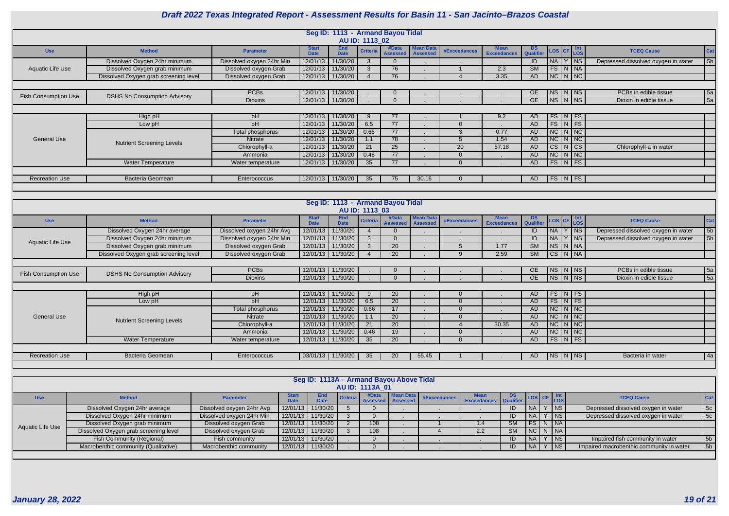# Draft 2022 Texas Integrated Report - Assessment Results for Basin 11 - San Jacinto–Brazos Coastal

## Seg ID: 1113 - Armand Bayou Tidal
### AU ID: 1113_02

| Use | Method | Parameter | Start Date | End Date | Criteria | #Data Assessed | Mean Data Assessed | #Exceedances | Mean Exceedances | DS Qualifier | LOS | CF | Int LOS | TCEQ Cause | Cat |
|---|---|---|---|---|---|---|---|---|---|---|---|---|---|---|---|
| Aquatic Life Use | Dissolved Oxygen 24hr minimum | Dissolved oxygen 24hr Min | 12/01/13 | 11/30/20 | 3 | 0 | . | . | . | ID | NA | Y | NS | Depressed dissolved oxygen in water | 5b |
| | Dissolved Oxygen grab minimum | Dissolved oxygen Grab | 12/01/13 | 11/30/20 | 3 | 76 | . | 1 | 2.3 | SM | FS | N | NA | | |
| | Dissolved Oxygen grab screening level | Dissolved oxygen Grab | 12/01/13 | 11/30/20 | 4 | 76 | . | 4 | 3.35 | AD | NC | N | NC | | |
| Fish Consumption Use | DSHS No Consumption Advisory | PCBs | 12/01/13 | 11/30/20 | . | 0 | . | . | . | OE | NS | N | NS | PCBs in edible tissue | 5a |
| | | Dioxins | 12/01/13 | 11/30/20 | . | 0 | . | . | . | OE | NS | N | NS | Dioxin in edible tissue | 5a |
| General Use | High pH | pH | 12/01/13 | 11/30/20 | 9 | 77 | . | 1 | 9.2 | AD | FS | N | FS | | |
| | Low pH | pH | 12/01/13 | 11/30/20 | 6.5 | 77 | . | 0 | . | AD | FS | N | FS | | |
| | Nutrient Screening Levels | Total phosphorus | 12/01/13 | 11/30/20 | 0.66 | 77 | . | 3 | 0.77 | AD | NC | N | NC | | |
| | | Nitrate | 12/01/13 | 11/30/20 | 1.1 | 78 | . | 5 | 1.54 | AD | NC | N | NC | | |
| | | Chlorophyll-a | 12/01/13 | 11/30/20 | 21 | 25 | . | 20 | 57.18 | AD | CS | N | CS | Chlorophyll-a in water | |
| | | Ammonia | 12/01/13 | 11/30/20 | 0.46 | 77 | . | 0 | . | AD | NC | N | NC | | |
| | Water Temperature | Water temperature | 12/01/13 | 11/30/20 | 35 | 77 | . | 0 | . | AD | FS | N | FS | | |
| Recreation Use | Bacteria Geomean | Enterococcus | 12/01/13 | 11/30/20 | 35 | 75 | 30.16 | 0 | . | AD | FS | N | FS | | |

## Seg ID: 1113 - Armand Bayou Tidal
### AU ID: 1113_03

| Use | Method | Parameter | Start Date | End Date | Criteria | #Data Assessed | Mean Data Assessed | #Exceedances | Mean Exceedances | DS Qualifier | LOS | CF | Int LOS | TCEQ Cause | Cat |
|---|---|---|---|---|---|---|---|---|---|---|---|---|---|---|---|
| Aquatic Life Use | Dissolved Oxygen 24hr average | Dissolved oxygen 24hr Avg | 12/01/13 | 11/30/20 | 4 | 0 | . | . | . | ID | NA | Y | NS | Depressed dissolved oxygen in water | 5b |
| | Dissolved Oxygen 24hr minimum | Dissolved oxygen 24hr Min | 12/01/13 | 11/30/20 | 3 | 0 | . | . | . | ID | NA | Y | NS | Depressed dissolved oxygen in water | 5b |
| | Dissolved Oxygen grab minimum | Dissolved oxygen Grab | 12/01/13 | 11/30/20 | 3 | 20 | . | 5 | 1.77 | SM | NS | N | NA | | |
| | Dissolved Oxygen grab screening level | Dissolved oxygen Grab | 12/01/13 | 11/30/20 | 4 | 20 | . | 9 | 2.59 | SM | CS | N | NA | | |
| Fish Consumption Use | DSHS No Consumption Advisory | PCBs | 12/01/13 | 11/30/20 | . | 0 | . | . | . | OE | NS | N | NS | PCBs in edible tissue | 5a |
| | | Dioxins | 12/01/13 | 11/30/20 | . | 0 | . | . | . | OE | NS | N | NS | Dioxin in edible tissue | 5a |
| General Use | High pH | pH | 12/01/13 | 11/30/20 | 9 | 20 | . | 0 | . | AD | FS | N | FS | | |
| | Low pH | pH | 12/01/13 | 11/30/20 | 6.5 | 20 | . | 0 | . | AD | FS | N | FS | | |
| | Nutrient Screening Levels | Total phosphorus | 12/01/13 | 11/30/20 | 0.66 | 17 | . | 0 | . | AD | NC | N | NC | | |
| | | Nitrate | 12/01/13 | 11/30/20 | 1.1 | 20 | . | 0 | . | AD | NC | N | NC | | |
| | | Chlorophyll-a | 12/01/13 | 11/30/20 | 21 | 20 | . | 4 | 30.35 | AD | NC | N | NC | | |
| | | Ammonia | 12/01/13 | 11/30/20 | 0.46 | 19 | . | 0 | . | AD | NC | N | NC | | |
| | Water Temperature | Water temperature | 12/01/13 | 11/30/20 | 35 | 20 | . | 0 | . | AD | FS | N | FS | | |
| Recreation Use | Bacteria Geomean | Enterococcus | 03/01/13 | 11/30/20 | 35 | 20 | 55.45 | 1 | . | AD | NS | N | NS | Bacteria in water | 4a |

## Seg ID: 1113A - Armand Bayou Above Tidal
### AU ID: 1113A_01

| Use | Method | Parameter | Start Date | End Date | Criteria | #Data Assessed | Mean Data Assessed | #Exceedances | Mean Exceedances | DS Qualifier | LOS | CF | Int LOS | TCEQ Cause | Cat |
|---|---|---|---|---|---|---|---|---|---|---|---|---|---|---|---|
| Aquatic Life Use | Dissolved Oxygen 24hr average | Dissolved oxygen 24hr Avg | 12/01/13 | 11/30/20 | 5 | 0 | . | . | . | ID | NA | Y | NS | Depressed dissolved oxygen in water | 5c |
| | Dissolved Oxygen 24hr minimum | Dissolved oxygen 24hr Min | 12/01/13 | 11/30/20 | 3 | 0 | . | . | . | ID | NA | Y | NS | Depressed dissolved oxygen in water | 5c |
| | Dissolved Oxygen grab minimum | Dissolved oxygen Grab | 12/01/13 | 11/30/20 | 2 | 108 | . | 1 | 1.4 | SM | FS | N | NA | | |
| | Dissolved Oxygen grab screening level | Dissolved oxygen Grab | 12/01/13 | 11/30/20 | 3 | 108 | . | 4 | 2.2 | SM | NC | N | NA | | |
| | Fish Community (Regional) | Fish community | 12/01/13 | 11/30/20 | . | 0 | . | . | . | ID | NA | Y | NS | Impaired fish community in water | 5b |
| | Macrobenthic community (Qualitative) | Macrobenthic community | 12/01/13 | 11/30/20 | . | 0 | . | . | . | ID | NA | Y | NS | Impaired macrobenthic community in water | 5b |

*January 28, 2022*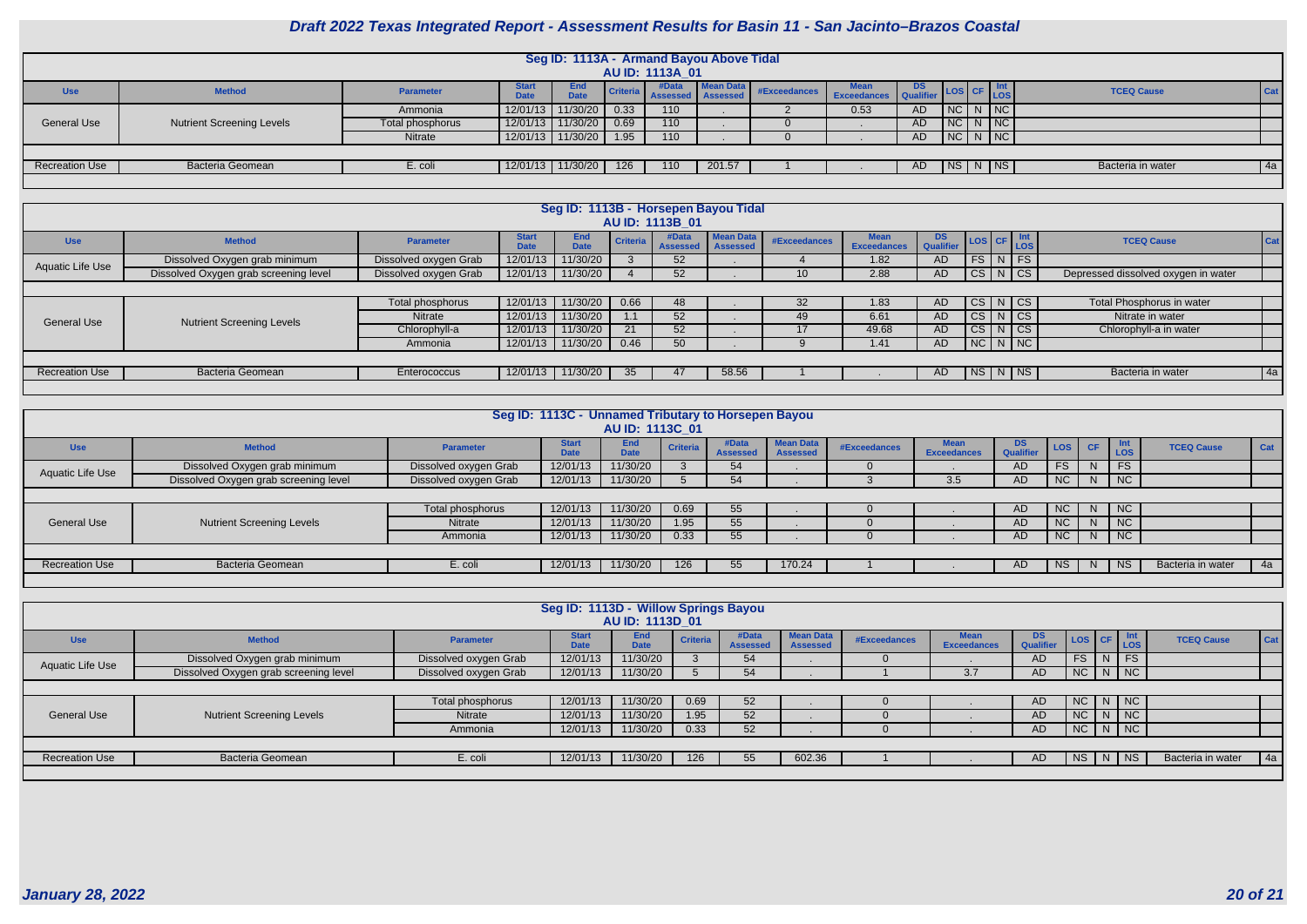# Draft 2022 Texas Integrated Report - Assessment Results for Basin 11 - San Jacinto–Brazos Coastal

## Seg ID: 1113A - Armand Bayou Above Tidal

### AU ID: 1113A_01

| Use | Method | Parameter | Start Date | End Date | Criteria | #Data Assessed | Mean Data Assessed | #Exceedances | Mean Exceedances | DS Qualifier | LOS | CF | Int LOS | TCEQ Cause | Cat |
|---|---|---|---|---|---|---|---|---|---|---|---|---|---|---|---|
| General Use | Nutrient Screening Levels | Ammonia | 12/01/13 | 11/30/20 | 0.33 | 110 | . | 2 | 0.53 | AD | NC | N | NC | | |
| | | Total phosphorus | 12/01/13 | 11/30/20 | 0.69 | 110 | . | 0 | . | AD | NC | N | NC | | |
| | | Nitrate | 12/01/13 | 11/30/20 | 1.95 | 110 | . | 0 | . | AD | NC | N | NC | | |
| Recreation Use | Bacteria Geomean | E. coli | 12/01/13 | 11/30/20 | 126 | 110 | 201.57 | 1 | . | AD | NS | N | NS | Bacteria in water | 4a |

## Seg ID: 1113B - Horsepen Bayou Tidal

### AU ID: 1113B_01

| Use | Method | Parameter | Start Date | End Date | Criteria | #Data Assessed | Mean Data Assessed | #Exceedances | Mean Exceedances | DS Qualifier | LOS | CF | Int LOS | TCEQ Cause | Cat |
|---|---|---|---|---|---|---|---|---|---|---|---|---|---|---|---|
| Aquatic Life Use | Dissolved Oxygen grab minimum | Dissolved oxygen Grab | 12/01/13 | 11/30/20 | 3 | 52 | . | 4 | 1.82 | AD | FS | N | FS | | |
| | Dissolved Oxygen grab screening level | Dissolved oxygen Grab | 12/01/13 | 11/30/20 | 4 | 52 | . | 10 | 2.88 | AD | CS | N | CS | Depressed dissolved oxygen in water | |
| General Use | Nutrient Screening Levels | Total phosphorus | 12/01/13 | 11/30/20 | 0.66 | 48 | . | 32 | 1.83 | AD | CS | N | CS | Total Phosphorus in water | |
| | | Nitrate | 12/01/13 | 11/30/20 | 1.1 | 52 | . | 49 | 6.61 | AD | CS | N | CS | Nitrate in water | |
| | | Chlorophyll-a | 12/01/13 | 11/30/20 | 21 | 52 | . | 17 | 49.68 | AD | CS | N | CS | Chlorophyll-a in water | |
| | | Ammonia | 12/01/13 | 11/30/20 | 0.46 | 50 | . | 9 | 1.41 | AD | NC | N | NC | | |
| Recreation Use | Bacteria Geomean | Enterococcus | 12/01/13 | 11/30/20 | 35 | 47 | 58.56 | 1 | . | AD | NS | N | NS | Bacteria in water | 4a |

## Seg ID: 1113C - Unnamed Tributary to Horsepen Bayou

### AU ID: 1113C_01

| Use | Method | Parameter | Start Date | End Date | Criteria | #Data Assessed | Mean Data Assessed | #Exceedances | Mean Exceedances | DS Qualifier | LOS | CF | Int LOS | TCEQ Cause | Cat |
|---|---|---|---|---|---|---|---|---|---|---|---|---|---|---|---|
| Aquatic Life Use | Dissolved Oxygen grab minimum | Dissolved oxygen Grab | 12/01/13 | 11/30/20 | 3 | 54 | . | 0 | . | AD | FS | N | FS | | |
| | Dissolved Oxygen grab screening level | Dissolved oxygen Grab | 12/01/13 | 11/30/20 | 5 | 54 | . | 3 | 3.5 | AD | NC | N | NC | | |
| General Use | Nutrient Screening Levels | Total phosphorus | 12/01/13 | 11/30/20 | 0.69 | 55 | . | 0 | . | AD | NC | N | NC | | |
| | | Nitrate | 12/01/13 | 11/30/20 | 1.95 | 55 | . | 0 | . | AD | NC | N | NC | | |
| | | Ammonia | 12/01/13 | 11/30/20 | 0.33 | 55 | . | 0 | . | AD | NC | N | NC | | |
| Recreation Use | Bacteria Geomean | E. coli | 12/01/13 | 11/30/20 | 126 | 55 | 170.24 | 1 | . | AD | NS | N | NS | Bacteria in water | 4a |

## Seg ID: 1113D - Willow Springs Bayou

### AU ID: 1113D_01

| Use | Method | Parameter | Start Date | End Date | Criteria | #Data Assessed | Mean Data Assessed | #Exceedances | Mean Exceedances | DS Qualifier | LOS | CF | Int LOS | TCEQ Cause | Cat |
|---|---|---|---|---|---|---|---|---|---|---|---|---|---|---|---|
| Aquatic Life Use | Dissolved Oxygen grab minimum | Dissolved oxygen Grab | 12/01/13 | 11/30/20 | 3 | 54 | . | 0 | . | AD | FS | N | FS | | |
| | Dissolved Oxygen grab screening level | Dissolved oxygen Grab | 12/01/13 | 11/30/20 | 5 | 54 | . | 1 | 3.7 | AD | NC | N | NC | | |
| General Use | Nutrient Screening Levels | Total phosphorus | 12/01/13 | 11/30/20 | 0.69 | 52 | . | 0 | . | AD | NC | N | NC | | |
| | | Nitrate | 12/01/13 | 11/30/20 | 1.95 | 52 | . | 0 | . | AD | NC | N | NC | | |
| | | Ammonia | 12/01/13 | 11/30/20 | 0.33 | 52 | . | 0 | . | AD | NC | N | NC | | |
| Recreation Use | Bacteria Geomean | E. coli | 12/01/13 | 11/30/20 | 126 | 55 | 602.36 | 1 | . | AD | NS | N | NS | Bacteria in water | 4a |

*January 28, 2022*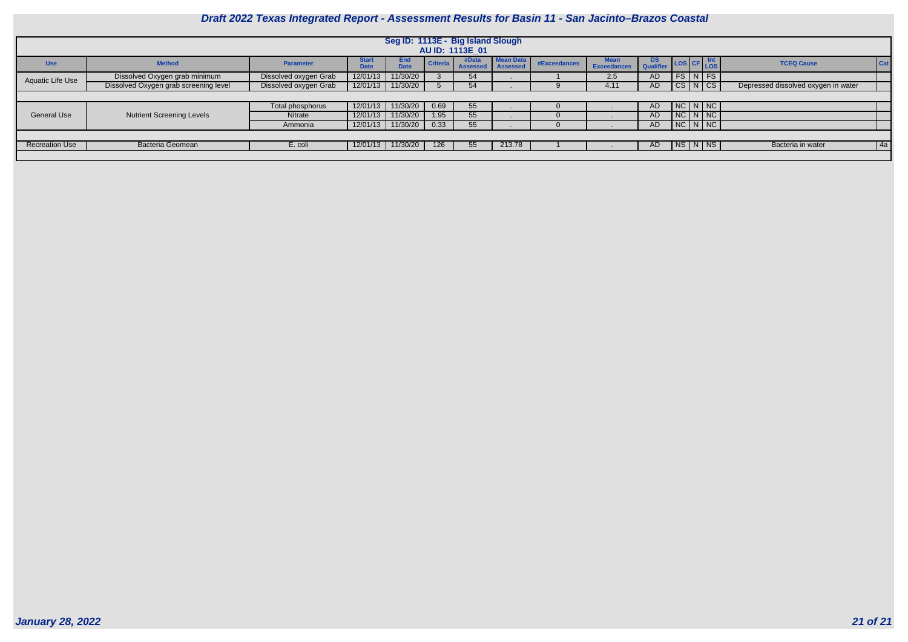# Draft 2022 Texas Integrated Report - Assessment Results for Basin 11 - San Jacinto–Brazos Coastal

## Seg ID: 1113E - Big Island Slough

### AU ID: 1113E_01

| Use | Method | Parameter | Start Date | End Date | Criteria | #Data Assessed | Mean Data Assessed | #Exceedances | Mean Exceedances | DS Qualifier | LOS | CF | Int LOS | TCEQ Cause | Cat |
|---|---|---|---|---|---|---|---|---|---|---|---|---|---|---|---|
| Aquatic Life Use | Dissolved Oxygen grab minimum | Dissolved oxygen Grab | 12/01/13 | 11/30/20 | 3 | 54 | . | 1 | 2.5 | AD | FS | N | FS | | |
| | Dissolved Oxygen grab screening level | Dissolved oxygen Grab | 12/01/13 | 11/30/20 | 5 | 54 | . | 9 | 4.11 | AD | CS | N | CS | Depressed dissolved oxygen in water | |
| General Use | Nutrient Screening Levels | Total phosphorus | 12/01/13 | 11/30/20 | 0.69 | 55 | . | 0 | . | AD | NC | N | NC | | |
| | | Nitrate | 12/01/13 | 11/30/20 | 1.95 | 55 | . | 0 | . | AD | NC | N | NC | | |
| | | Ammonia | 12/01/13 | 11/30/20 | 0.33 | 55 | . | 0 | . | AD | NC | N | NC | | |
| Recreation Use | Bacteria Geomean | E. coli | 12/01/13 | 11/30/20 | 126 | 55 | 213.78 | 1 | . | AD | NS | N | NS | Bacteria in water | 4a |

*January 28, 2022*